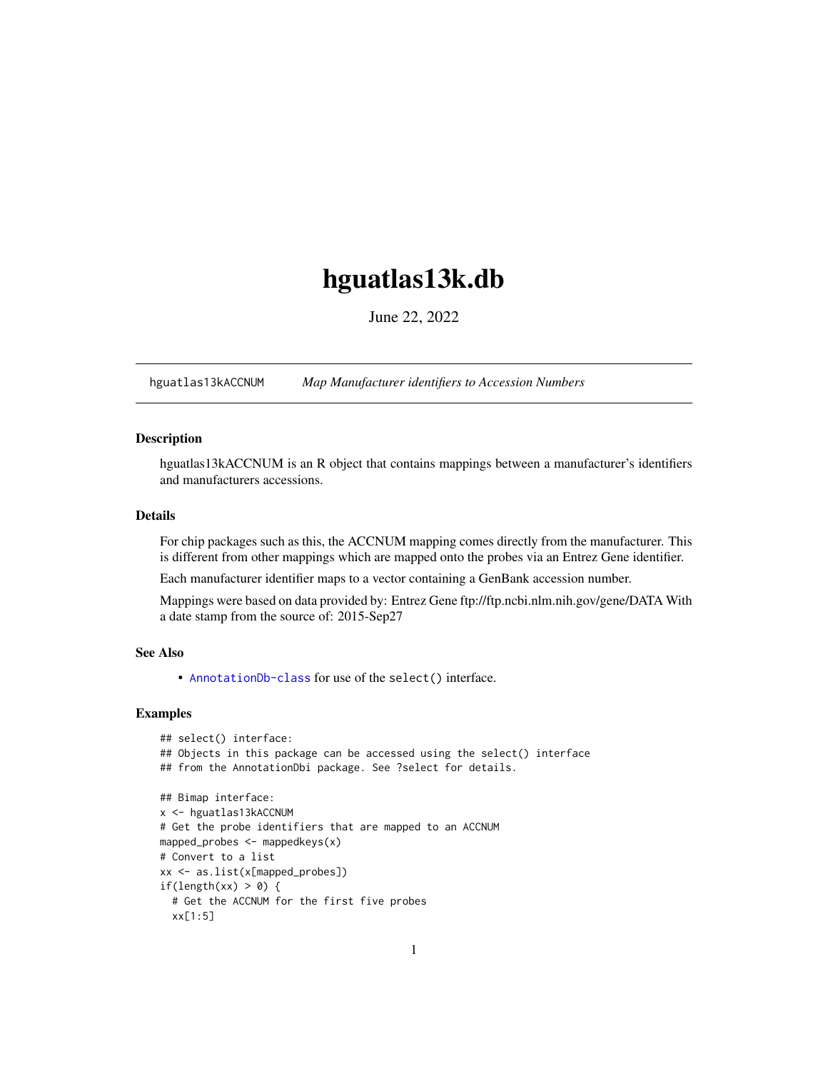# hguatlas13k.db

June 22, 2022

hguatlas13kACCNUM *Map Manufacturer identifiers to Accession Numbers*

### Description

hguatlas13kACCNUM is an R object that contains mappings between a manufacturer's identifiers and manufacturers accessions.

### Details

For chip packages such as this, the ACCNUM mapping comes directly from the manufacturer. This is different from other mappings which are mapped onto the probes via an Entrez Gene identifier.

Each manufacturer identifier maps to a vector containing a GenBank accession number.

Mappings were based on data provided by: Entrez Gene ftp://ftp.ncbi.nlm.nih.gov/gene/DATA With a date stamp from the source of: 2015-Sep27

### See Also

- AnnotationDb-class for use of the select() interface.

### Examples

```
## select() interface:
## Objects in this package can be accessed using the select() interface
## from the AnnotationDbi package. See ?select for details.

## Bimap interface:
x <- hguatlas13kACCNUM
# Get the probe identifiers that are mapped to an ACCNUM
mapped_probes <- mappedkeys(x)
# Convert to a list
xx <- as.list(x[mapped_probes])
if(length(xx) > 0) {
  # Get the ACCNUM for the first five probes
  xx[1:5]
```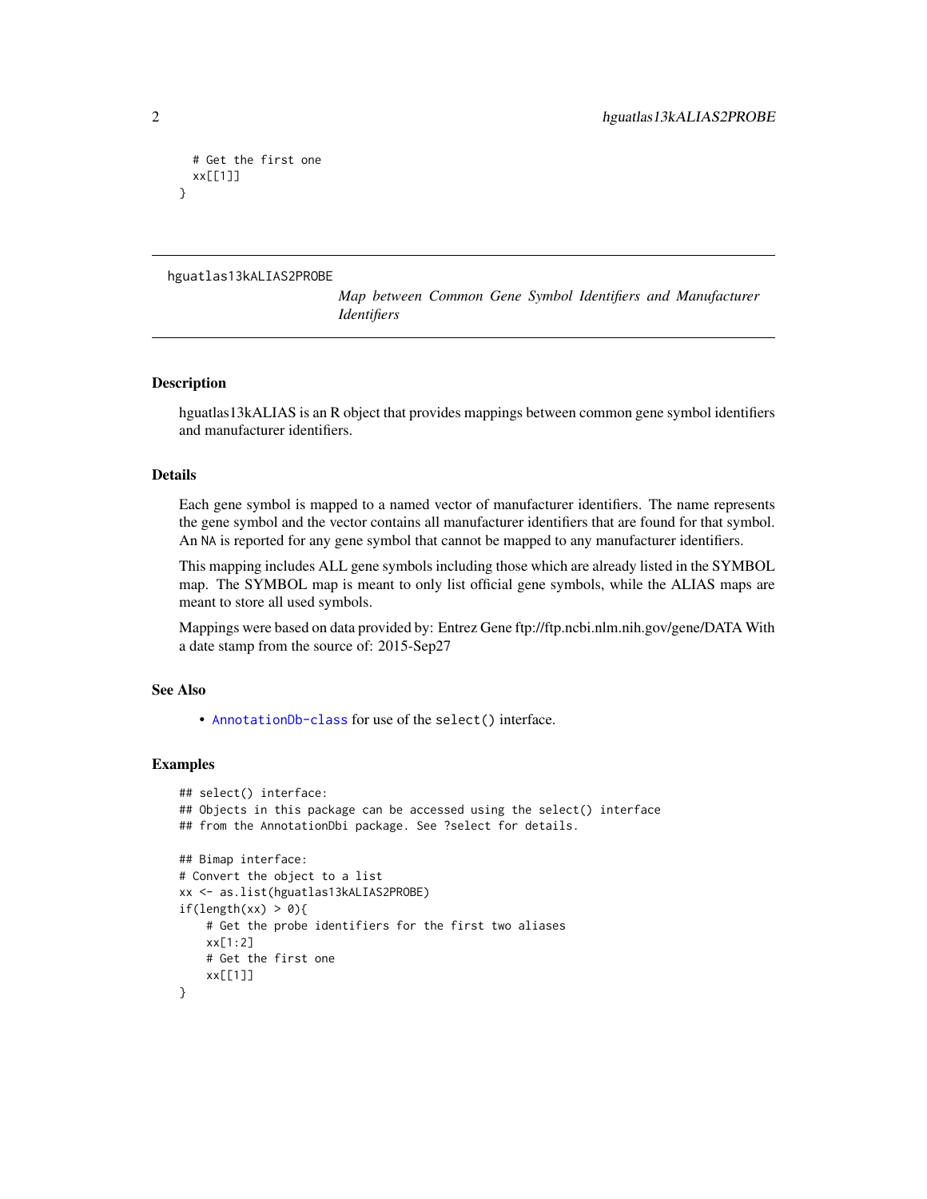```
  # Get the first one
  xx[[1]]
}
```

---

hguatlas13kALIAS2PROBE

*Map between Common Gene Symbol Identifiers and Manufacturer Identifiers*

---

## Description

hguatlas13kALIAS is an R object that provides mappings between common gene symbol identifiers and manufacturer identifiers.

## Details

Each gene symbol is mapped to a named vector of manufacturer identifiers. The name represents the gene symbol and the vector contains all manufacturer identifiers that are found for that symbol. An NA is reported for any gene symbol that cannot be mapped to any manufacturer identifiers.

This mapping includes ALL gene symbols including those which are already listed in the SYMBOL map. The SYMBOL map is meant to only list official gene symbols, while the ALIAS maps are meant to store all used symbols.

Mappings were based on data provided by: Entrez Gene ftp://ftp.ncbi.nlm.nih.gov/gene/DATA With a date stamp from the source of: 2015-Sep27

## See Also

- AnnotationDb-class for use of the select() interface.

## Examples

```
## select() interface:
## Objects in this package can be accessed using the select() interface
## from the AnnotationDbi package. See ?select for details.

## Bimap interface:
# Convert the object to a list
xx <- as.list(hguatlas13kALIAS2PROBE)
if(length(xx) > 0){
    # Get the probe identifiers for the first two aliases
    xx[1:2]
    # Get the first one
    xx[[1]]
}
```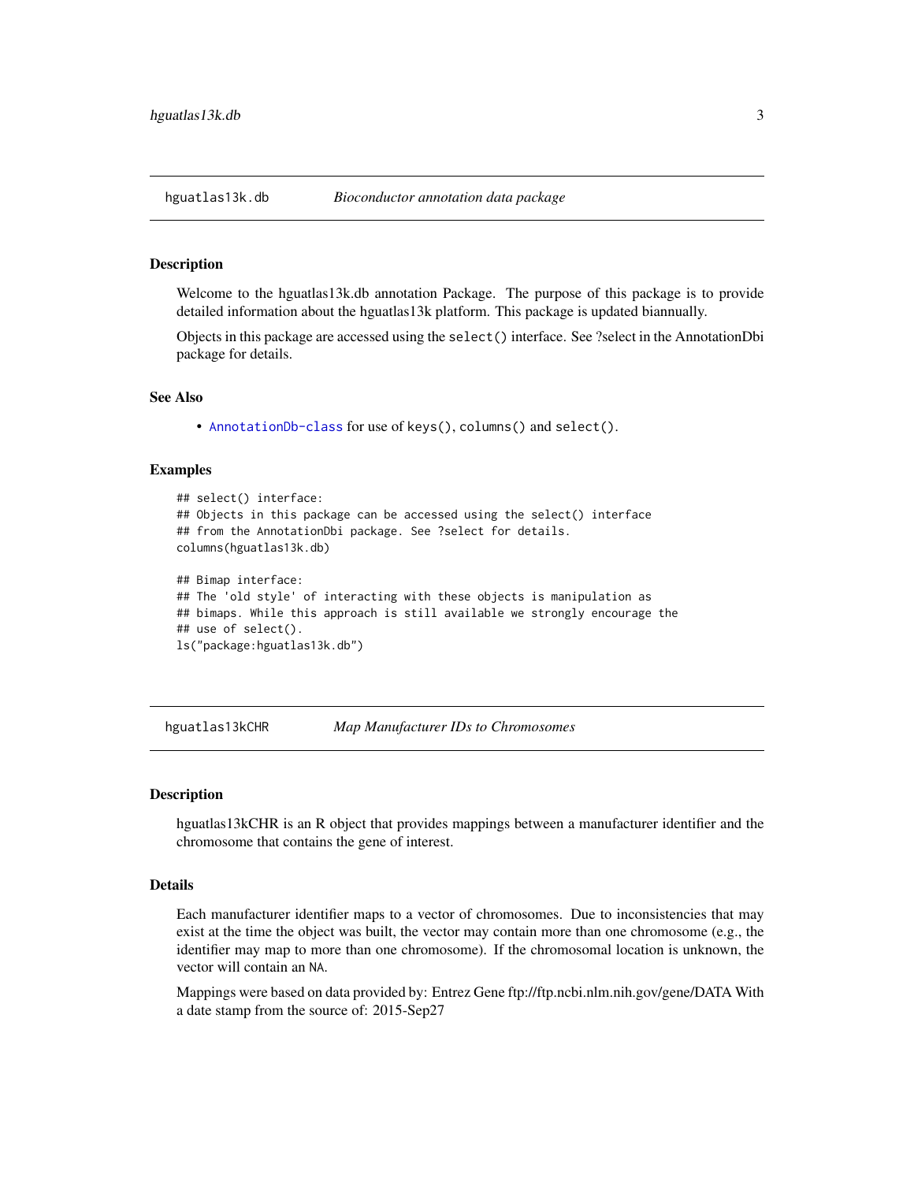## hguatlas13k.db    *Bioconductor annotation data package*

### Description

Welcome to the hguatlas13k.db annotation Package. The purpose of this package is to provide detailed information about the hguatlas13k platform. This package is updated biannually.

Objects in this package are accessed using the `select()` interface. See ?select in the AnnotationDbi package for details.

### See Also

- `AnnotationDb-class` for use of `keys()`, `columns()` and `select()`.

### Examples

```
## select() interface:
## Objects in this package can be accessed using the select() interface
## from the AnnotationDbi package. See ?select for details.
columns(hguatlas13k.db)

## Bimap interface:
## The 'old style' of interacting with these objects is manipulation as
## bimaps. While this approach is still available we strongly encourage the
## use of select().
ls("package:hguatlas13k.db")
```

## hguatlas13kCHR    *Map Manufacturer IDs to Chromosomes*

### Description

hguatlas13kCHR is an R object that provides mappings between a manufacturer identifier and the chromosome that contains the gene of interest.

### Details

Each manufacturer identifier maps to a vector of chromosomes. Due to inconsistencies that may exist at the time the object was built, the vector may contain more than one chromosome (e.g., the identifier may map to more than one chromosome). If the chromosomal location is unknown, the vector will contain an `NA`.

Mappings were based on data provided by: Entrez Gene ftp://ftp.ncbi.nlm.nih.gov/gene/DATA With a date stamp from the source of: 2015-Sep27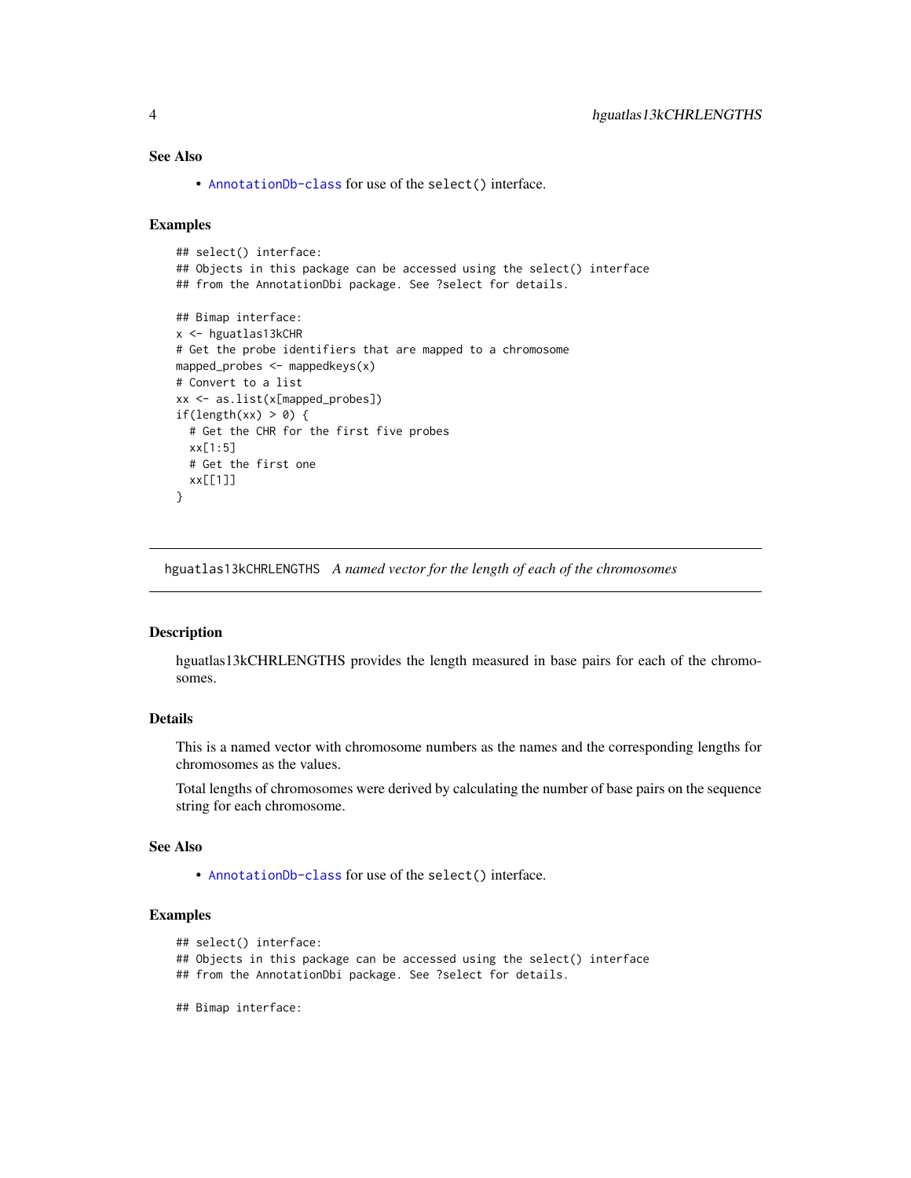### See Also

- AnnotationDb-class for use of the select() interface.

### Examples

```
## select() interface:
## Objects in this package can be accessed using the select() interface
## from the AnnotationDbi package. See ?select for details.

## Bimap interface:
x <- hguatlas13kCHR
# Get the probe identifiers that are mapped to a chromosome
mapped_probes <- mappedkeys(x)
# Convert to a list
xx <- as.list(x[mapped_probes])
if(length(xx) > 0) {
  # Get the CHR for the first five probes
  xx[1:5]
  # Get the first one
  xx[[1]]
}
```

---

## hguatlas13kCHRLENGTHS *A named vector for the length of each of the chromosomes*

---

### Description

hguatlas13kCHRLENGTHS provides the length measured in base pairs for each of the chromosomes.

### Details

This is a named vector with chromosome numbers as the names and the corresponding lengths for chromosomes as the values.

Total lengths of chromosomes were derived by calculating the number of base pairs on the sequence string for each chromosome.

### See Also

- AnnotationDb-class for use of the select() interface.

### Examples

```
## select() interface:
## Objects in this package can be accessed using the select() interface
## from the AnnotationDbi package. See ?select for details.

## Bimap interface:
```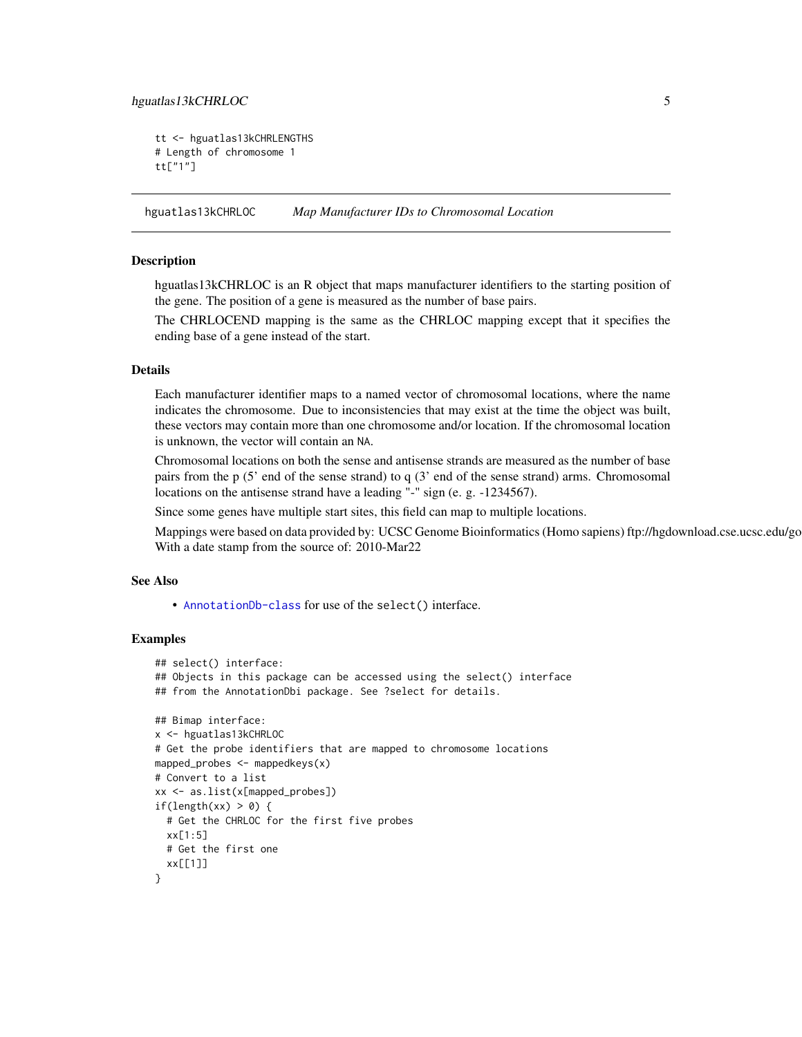```
tt <- hguatlas13kCHRLENGTHS
# Length of chromosome 1
tt["1"]
```

## hguatlas13kCHRLOC *Map Manufacturer IDs to Chromosomal Location*

### Description

hguatlas13kCHRLOC is an R object that maps manufacturer identifiers to the starting position of the gene. The position of a gene is measured as the number of base pairs.

The CHRLOCEND mapping is the same as the CHRLOC mapping except that it specifies the ending base of a gene instead of the start.

### Details

Each manufacturer identifier maps to a named vector of chromosomal locations, where the name indicates the chromosome. Due to inconsistencies that may exist at the time the object was built, these vectors may contain more than one chromosome and/or location. If the chromosomal location is unknown, the vector will contain an NA.

Chromosomal locations on both the sense and antisense strands are measured as the number of base pairs from the p (5' end of the sense strand) to q (3' end of the sense strand) arms. Chromosomal locations on the antisense strand have a leading "-" sign (e. g. -1234567).

Since some genes have multiple start sites, this field can map to multiple locations.

Mappings were based on data provided by: UCSC Genome Bioinformatics (Homo sapiens) ftp://hgdownload.cse.ucsc.edu/go With a date stamp from the source of: 2010-Mar22

### See Also

- AnnotationDb-class for use of the select() interface.

### Examples

```
## select() interface:
## Objects in this package can be accessed using the select() interface
## from the AnnotationDbi package. See ?select for details.

## Bimap interface:
x <- hguatlas13kCHRLOC
# Get the probe identifiers that are mapped to chromosome locations
mapped_probes <- mappedkeys(x)
# Convert to a list
xx <- as.list(x[mapped_probes])
if(length(xx) > 0) {
  # Get the CHRLOC for the first five probes
  xx[1:5]
  # Get the first one
  xx[[1]]
}
```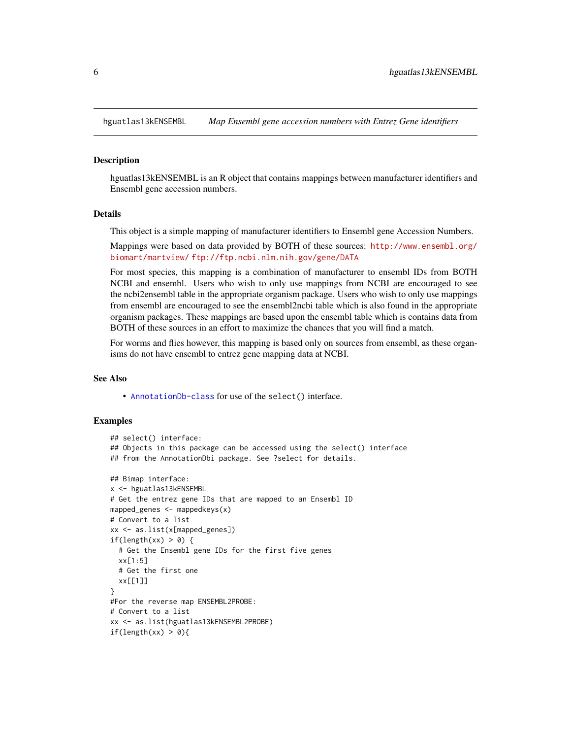hguatlas13kENSEMBL *Map Ensembl gene accession numbers with Entrez Gene identifiers*

## Description

hguatlas13kENSEMBL is an R object that contains mappings between manufacturer identifiers and Ensembl gene accession numbers.

## Details

This object is a simple mapping of manufacturer identifiers to Ensembl gene Accession Numbers.

Mappings were based on data provided by BOTH of these sources: http://www.ensembl.org/biomart/martview/ ftp://ftp.ncbi.nlm.nih.gov/gene/DATA

For most species, this mapping is a combination of manufacturer to ensembl IDs from BOTH NCBI and ensembl. Users who wish to only use mappings from NCBI are encouraged to see the ncbi2ensembl table in the appropriate organism package. Users who wish to only use mappings from ensembl are encouraged to see the ensembl2ncbi table which is also found in the appropriate organism packages. These mappings are based upon the ensembl table which is contains data from BOTH of these sources in an effort to maximize the chances that you will find a match.

For worms and flies however, this mapping is based only on sources from ensembl, as these organisms do not have ensembl to entrez gene mapping data at NCBI.

## See Also

- AnnotationDb-class for use of the `select()` interface.

## Examples

```
## select() interface:
## Objects in this package can be accessed using the select() interface
## from the AnnotationDbi package. See ?select for details.

## Bimap interface:
x <- hguatlas13kENSEMBL
# Get the entrez gene IDs that are mapped to an Ensembl ID
mapped_genes <- mappedkeys(x)
# Convert to a list
xx <- as.list(x[mapped_genes])
if(length(xx) > 0) {
  # Get the Ensembl gene IDs for the first five genes
  xx[1:5]
  # Get the first one
  xx[[1]]
}
#For the reverse map ENSEMBL2PROBE:
# Convert to a list
xx <- as.list(hguatlas13kENSEMBL2PROBE)
if(length(xx) > 0){
```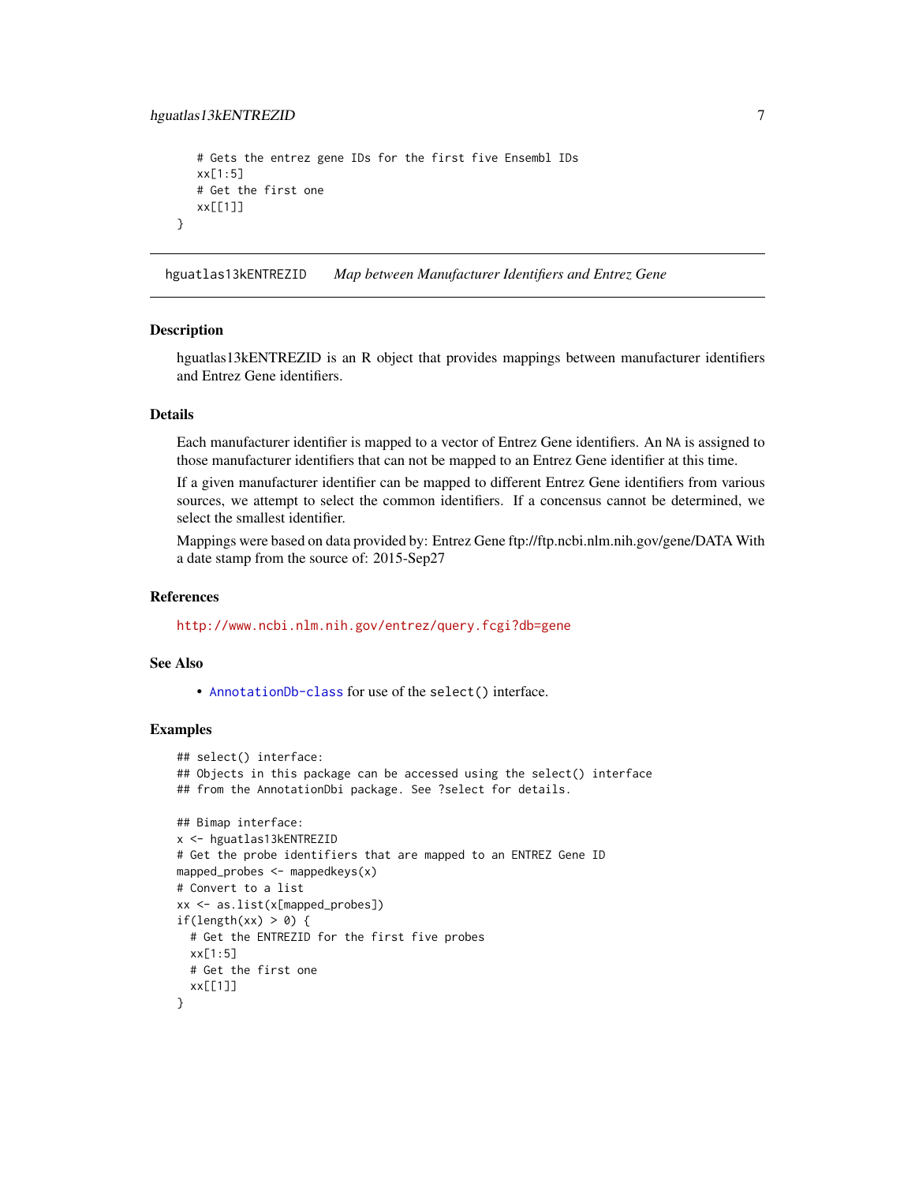```
  # Gets the entrez gene IDs for the first five Ensembl IDs
  xx[1:5]
  # Get the first one
  xx[[1]]
}
```

## hguatlas13kENTREZID — *Map between Manufacturer Identifiers and Entrez Gene*

### Description

hguatlas13kENTREZID is an R object that provides mappings between manufacturer identifiers and Entrez Gene identifiers.

### Details

Each manufacturer identifier is mapped to a vector of Entrez Gene identifiers. An NA is assigned to those manufacturer identifiers that can not be mapped to an Entrez Gene identifier at this time.

If a given manufacturer identifier can be mapped to different Entrez Gene identifiers from various sources, we attempt to select the common identifiers. If a concensus cannot be determined, we select the smallest identifier.

Mappings were based on data provided by: Entrez Gene ftp://ftp.ncbi.nlm.nih.gov/gene/DATA With a date stamp from the source of: 2015-Sep27

### References

http://www.ncbi.nlm.nih.gov/entrez/query.fcgi?db=gene

### See Also

- AnnotationDb-class for use of the select() interface.

### Examples

```
## select() interface:
## Objects in this package can be accessed using the select() interface
## from the AnnotationDbi package. See ?select for details.

## Bimap interface:
x <- hguatlas13kENTREZID
# Get the probe identifiers that are mapped to an ENTREZ Gene ID
mapped_probes <- mappedkeys(x)
# Convert to a list
xx <- as.list(x[mapped_probes])
if(length(xx) > 0) {
  # Get the ENTREZID for the first five probes
  xx[1:5]
  # Get the first one
  xx[[1]]
}
```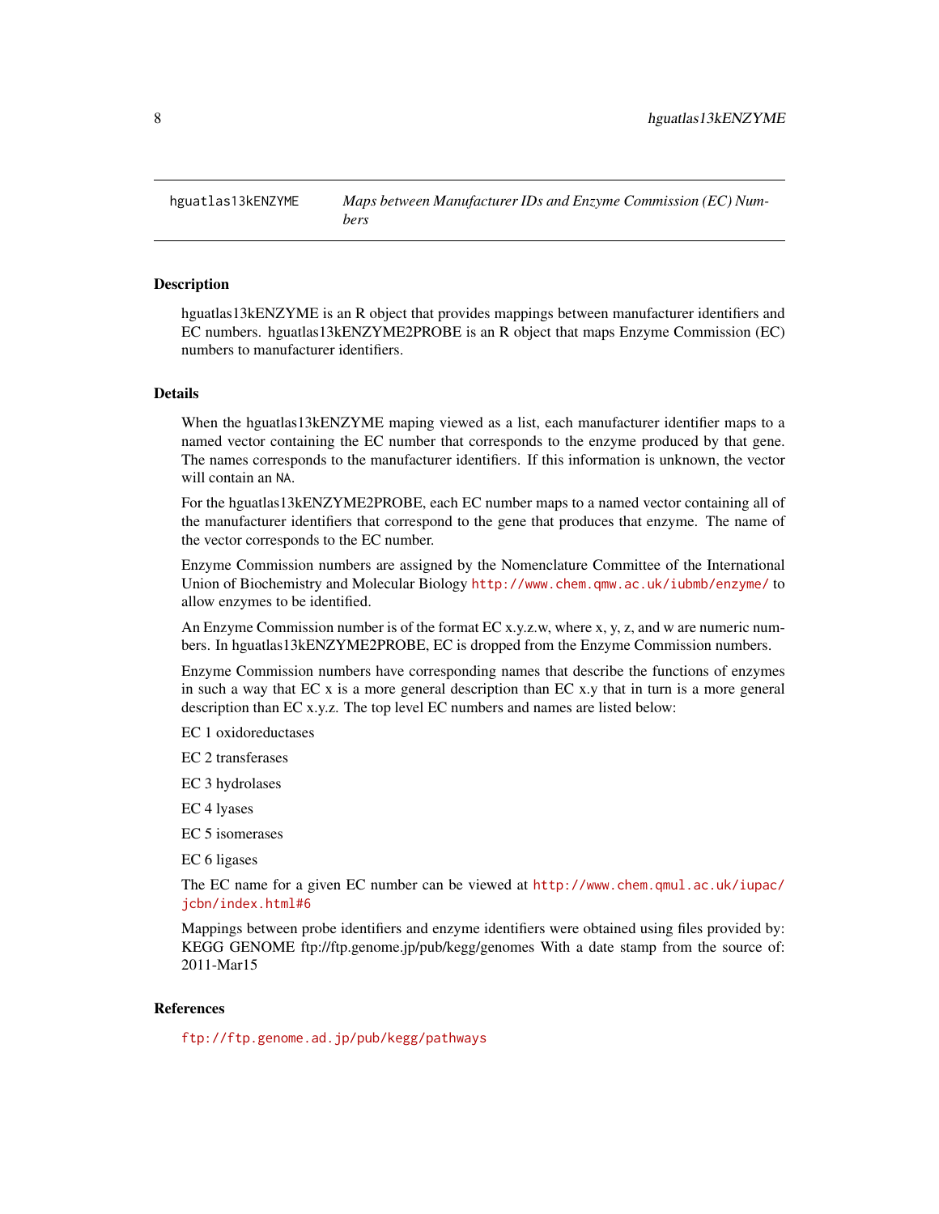hguatlas13kENZYME — *Maps between Manufacturer IDs and Enzyme Commission (EC) Numbers*

## Description

hguatlas13kENZYME is an R object that provides mappings between manufacturer identifiers and EC numbers. hguatlas13kENZYME2PROBE is an R object that maps Enzyme Commission (EC) numbers to manufacturer identifiers.

## Details

When the hguatlas13kENZYME maping viewed as a list, each manufacturer identifier maps to a named vector containing the EC number that corresponds to the enzyme produced by that gene. The names corresponds to the manufacturer identifiers. If this information is unknown, the vector will contain an `NA`.

For the hguatlas13kENZYME2PROBE, each EC number maps to a named vector containing all of the manufacturer identifiers that correspond to the gene that produces that enzyme. The name of the vector corresponds to the EC number.

Enzyme Commission numbers are assigned by the Nomenclature Committee of the International Union of Biochemistry and Molecular Biology http://www.chem.qmw.ac.uk/iubmb/enzyme/ to allow enzymes to be identified.

An Enzyme Commission number is of the format EC x.y.z.w, where x, y, z, and w are numeric numbers. In hguatlas13kENZYME2PROBE, EC is dropped from the Enzyme Commission numbers.

Enzyme Commission numbers have corresponding names that describe the functions of enzymes in such a way that EC x is a more general description than EC x.y that in turn is a more general description than EC x.y.z. The top level EC numbers and names are listed below:

EC 1 oxidoreductases

EC 2 transferases

EC 3 hydrolases

EC 4 lyases

EC 5 isomerases

EC 6 ligases

The EC name for a given EC number can be viewed at http://www.chem.qmul.ac.uk/iupac/jcbn/index.html#6

Mappings between probe identifiers and enzyme identifiers were obtained using files provided by: KEGG GENOME ftp://ftp.genome.jp/pub/kegg/genomes With a date stamp from the source of: 2011-Mar15

## References

ftp://ftp.genome.ad.jp/pub/kegg/pathways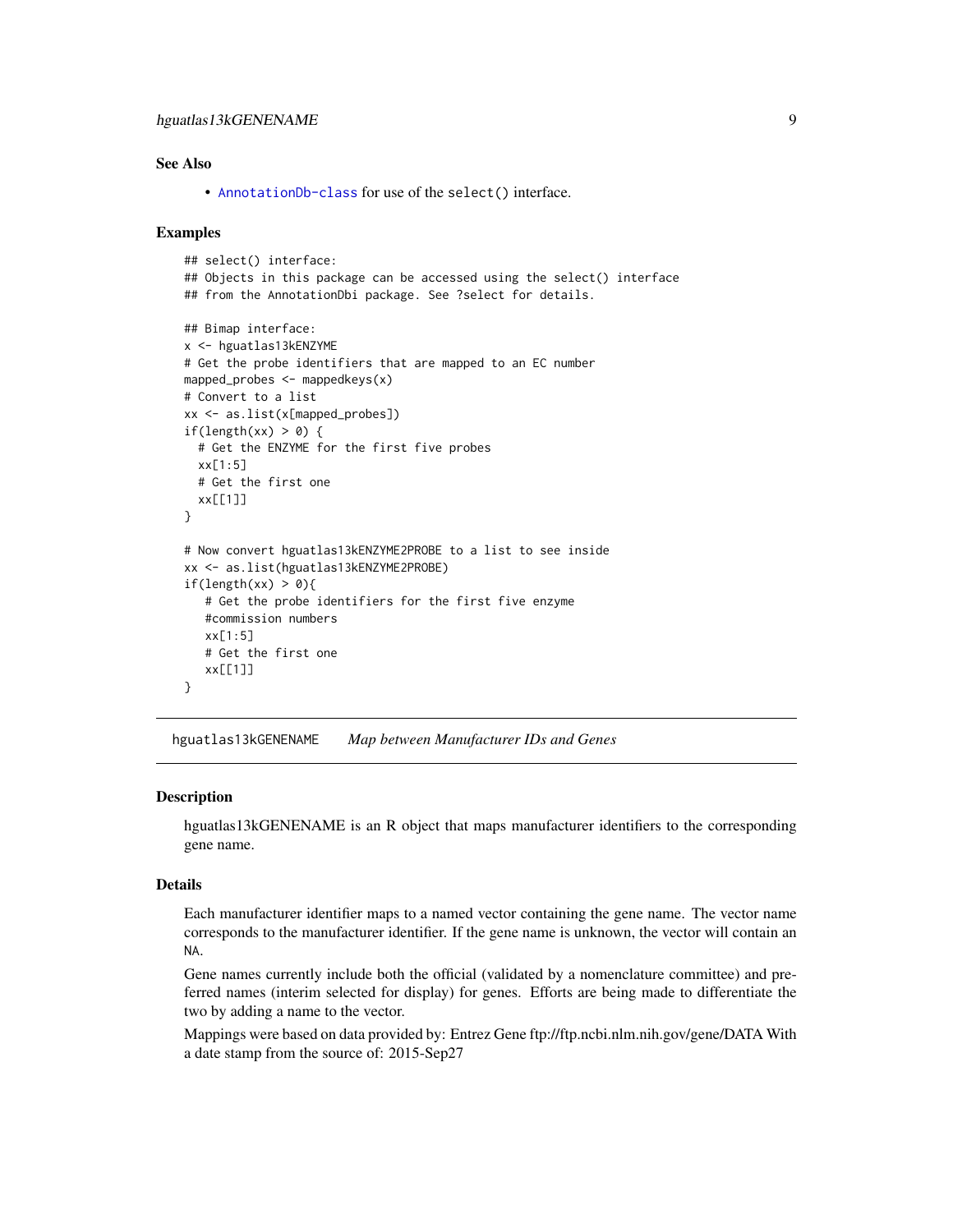### See Also

- `AnnotationDb-class` for use of the `select()` interface.

### Examples

```
## select() interface:
## Objects in this package can be accessed using the select() interface
## from the AnnotationDbi package. See ?select for details.

## Bimap interface:
x <- hguatlas13kENZYME
# Get the probe identifiers that are mapped to an EC number
mapped_probes <- mappedkeys(x)
# Convert to a list
xx <- as.list(x[mapped_probes])
if(length(xx) > 0) {
  # Get the ENZYME for the first five probes
  xx[1:5]
  # Get the first one
  xx[[1]]
}

# Now convert hguatlas13kENZYME2PROBE to a list to see inside
xx <- as.list(hguatlas13kENZYME2PROBE)
if(length(xx) > 0){
   # Get the probe identifiers for the first five enzyme
   #commission numbers
   xx[1:5]
   # Get the first one
   xx[[1]]
}
```

---

## hguatlas13kGENENAME *Map between Manufacturer IDs and Genes*

---

### Description

hguatlas13kGENENAME is an R object that maps manufacturer identifiers to the corresponding gene name.

### Details

Each manufacturer identifier maps to a named vector containing the gene name. The vector name corresponds to the manufacturer identifier. If the gene name is unknown, the vector will contain an `NA`.

Gene names currently include both the official (validated by a nomenclature committee) and preferred names (interim selected for display) for genes. Efforts are being made to differentiate the two by adding a name to the vector.

Mappings were based on data provided by: Entrez Gene ftp://ftp.ncbi.nlm.nih.gov/gene/DATA With a date stamp from the source of: 2015-Sep27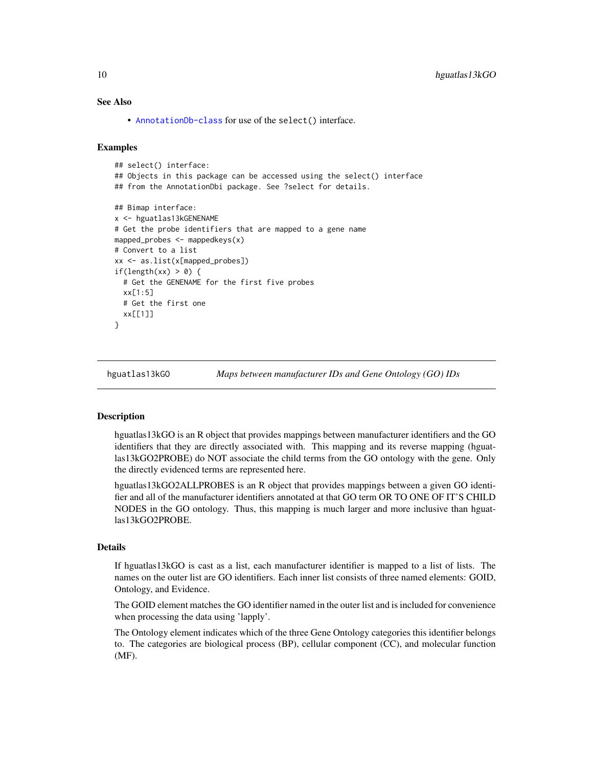### See Also

- `AnnotationDb-class` for use of the `select()` interface.

### Examples

```
## select() interface:
## Objects in this package can be accessed using the select() interface
## from the AnnotationDbi package. See ?select for details.

## Bimap interface:
x <- hguatlas13kGENENAME
# Get the probe identifiers that are mapped to a gene name
mapped_probes <- mappedkeys(x)
# Convert to a list
xx <- as.list(x[mapped_probes])
if(length(xx) > 0) {
  # Get the GENENAME for the first five probes
  xx[1:5]
  # Get the first one
  xx[[1]]
}
```

---

## hguatlas13kGO — *Maps between manufacturer IDs and Gene Ontology (GO) IDs*

### Description

hguatlas13kGO is an R object that provides mappings between manufacturer identifiers and the GO identifiers that they are directly associated with. This mapping and its reverse mapping (hguatlas13kGO2PROBE) do NOT associate the child terms from the GO ontology with the gene. Only the directly evidenced terms are represented here.

hguatlas13kGO2ALLPROBES is an R object that provides mappings between a given GO identifier and all of the manufacturer identifiers annotated at that GO term OR TO ONE OF IT'S CHILD NODES in the GO ontology. Thus, this mapping is much larger and more inclusive than hguatlas13kGO2PROBE.

### Details

If hguatlas13kGO is cast as a list, each manufacturer identifier is mapped to a list of lists. The names on the outer list are GO identifiers. Each inner list consists of three named elements: GOID, Ontology, and Evidence.

The GOID element matches the GO identifier named in the outer list and is included for convenience when processing the data using 'lapply'.

The Ontology element indicates which of the three Gene Ontology categories this identifier belongs to. The categories are biological process (BP), cellular component (CC), and molecular function (MF).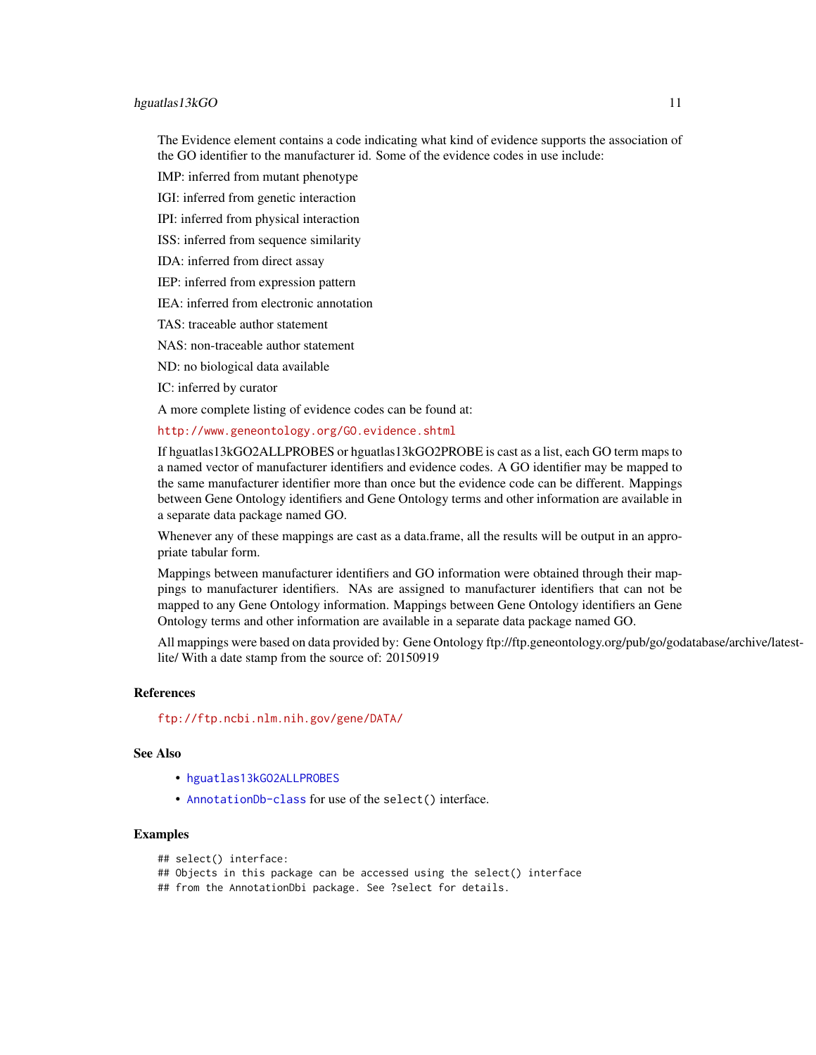The Evidence element contains a code indicating what kind of evidence supports the association of the GO identifier to the manufacturer id. Some of the evidence codes in use include:

IMP: inferred from mutant phenotype

IGI: inferred from genetic interaction

IPI: inferred from physical interaction

ISS: inferred from sequence similarity

IDA: inferred from direct assay

IEP: inferred from expression pattern

IEA: inferred from electronic annotation

TAS: traceable author statement

NAS: non-traceable author statement

ND: no biological data available

IC: inferred by curator

A more complete listing of evidence codes can be found at:

http://www.geneontology.org/GO.evidence.shtml

If hguatlas13kGO2ALLPROBES or hguatlas13kGO2PROBE is cast as a list, each GO term maps to a named vector of manufacturer identifiers and evidence codes. A GO identifier may be mapped to the same manufacturer identifier more than once but the evidence code can be different. Mappings between Gene Ontology identifiers and Gene Ontology terms and other information are available in a separate data package named GO.

Whenever any of these mappings are cast as a data.frame, all the results will be output in an appropriate tabular form.

Mappings between manufacturer identifiers and GO information were obtained through their mappings to manufacturer identifiers. NAs are assigned to manufacturer identifiers that can not be mapped to any Gene Ontology information. Mappings between Gene Ontology identifiers an Gene Ontology terms and other information are available in a separate data package named GO.

All mappings were based on data provided by: Gene Ontology ftp://ftp.geneontology.org/pub/go/godatabase/archive/latest-lite/ With a date stamp from the source of: 20150919

## References

ftp://ftp.ncbi.nlm.nih.gov/gene/DATA/

## See Also

- hguatlas13kGO2ALLPROBES
- AnnotationDb-class for use of the select() interface.

## Examples

```
## select() interface:
## Objects in this package can be accessed using the select() interface
## from the AnnotationDbi package. See ?select for details.
```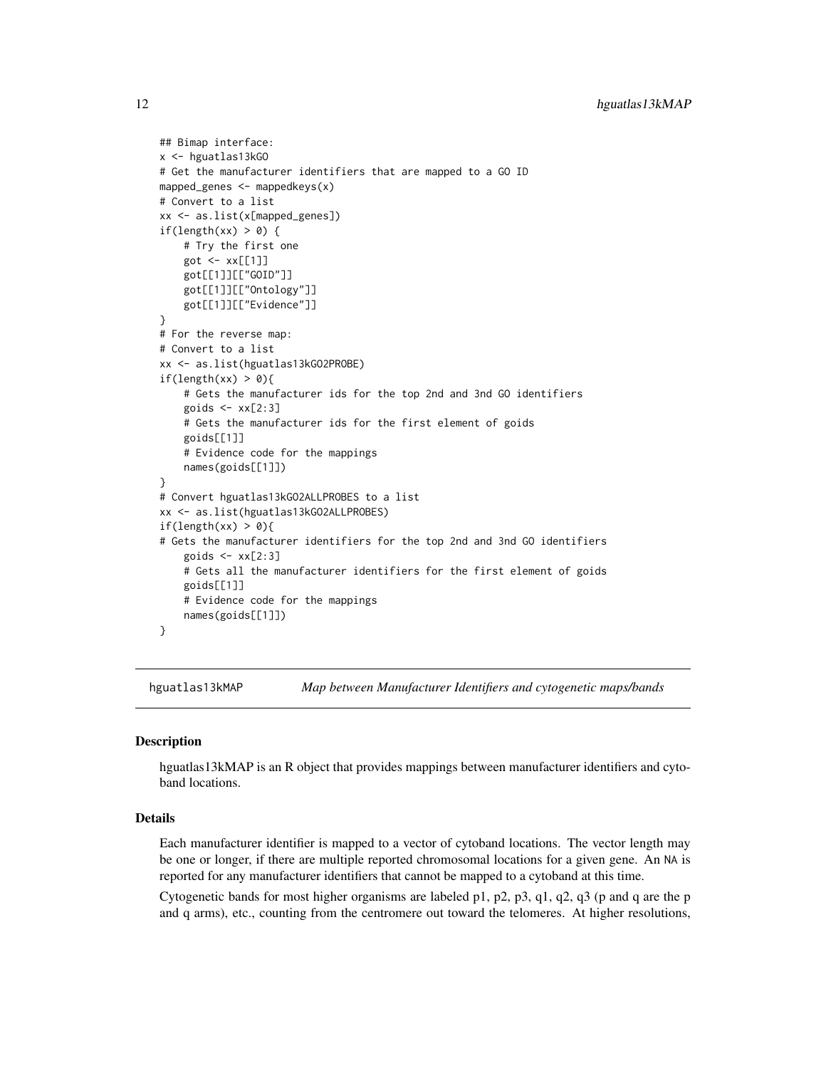```
## Bimap interface:
x <- hguatlas13kGO
# Get the manufacturer identifiers that are mapped to a GO ID
mapped_genes <- mappedkeys(x)
# Convert to a list
xx <- as.list(x[mapped_genes])
if(length(xx) > 0) {
    # Try the first one
    got <- xx[[1]]
    got[[1]][["GOID"]]
    got[[1]][["Ontology"]]
    got[[1]][["Evidence"]]
}
# For the reverse map:
# Convert to a list
xx <- as.list(hguatlas13kGO2PROBE)
if(length(xx) > 0){
    # Gets the manufacturer ids for the top 2nd and 3nd GO identifiers
    goids <- xx[2:3]
    # Gets the manufacturer ids for the first element of goids
    goids[[1]]
    # Evidence code for the mappings
    names(goids[[1]])
}
# Convert hguatlas13kGO2ALLPROBES to a list
xx <- as.list(hguatlas13kGO2ALLPROBES)
if(length(xx) > 0){
# Gets the manufacturer identifiers for the top 2nd and 3nd GO identifiers
    goids <- xx[2:3]
    # Gets all the manufacturer identifiers for the first element of goids
    goids[[1]]
    # Evidence code for the mappings
    names(goids[[1]])
}
```

## hguatlas13kMAP — *Map between Manufacturer Identifiers and cytogenetic maps/bands*

### Description

hguatlas13kMAP is an R object that provides mappings between manufacturer identifiers and cytoband locations.

### Details

Each manufacturer identifier is mapped to a vector of cytoband locations. The vector length may be one or longer, if there are multiple reported chromosomal locations for a given gene. An NA is reported for any manufacturer identifiers that cannot be mapped to a cytoband at this time.

Cytogenetic bands for most higher organisms are labeled p1, p2, p3, q1, q2, q3 (p and q are the p and q arms), etc., counting from the centromere out toward the telomeres. At higher resolutions,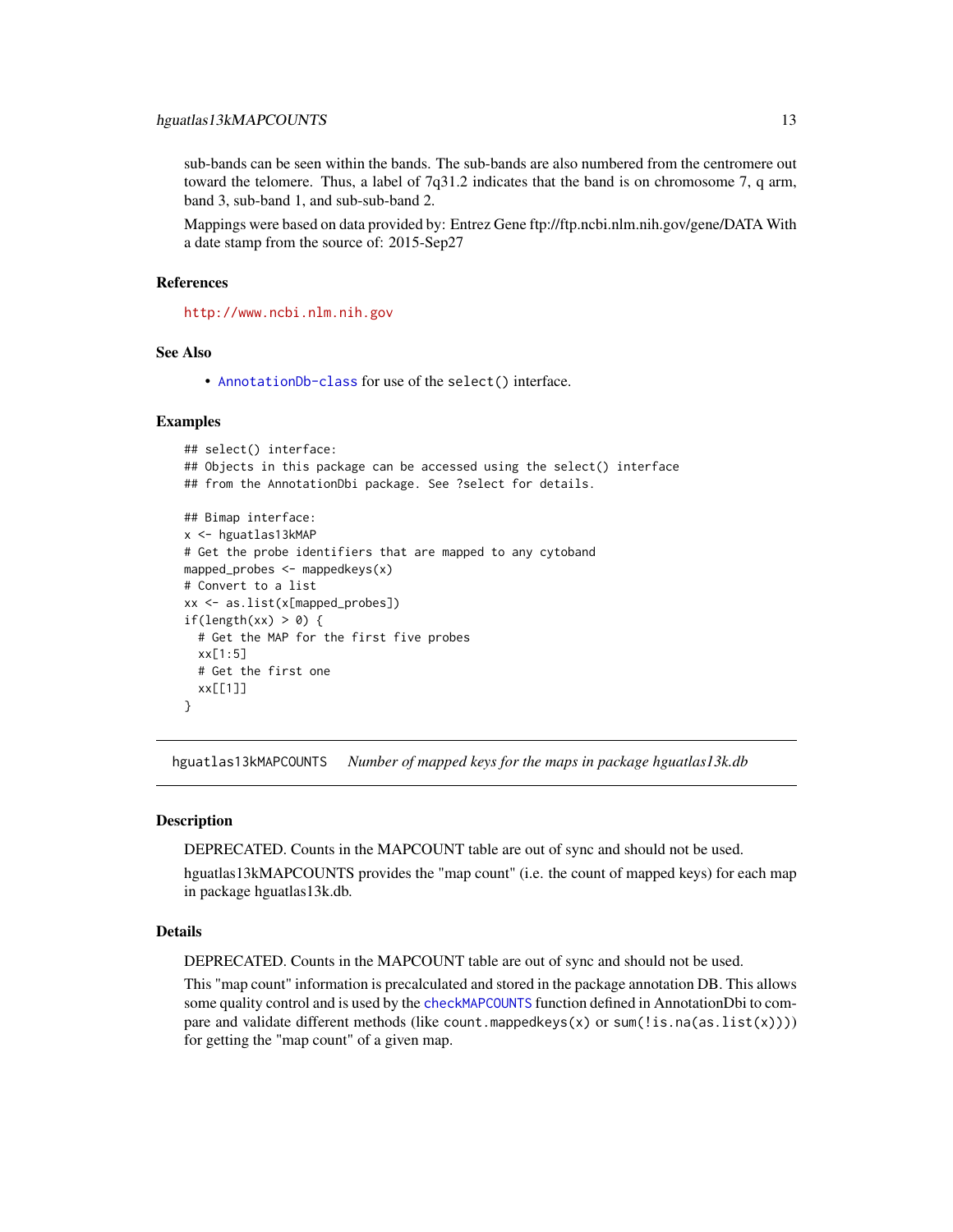sub-bands can be seen within the bands. The sub-bands are also numbered from the centromere out toward the telomere. Thus, a label of 7q31.2 indicates that the band is on chromosome 7, q arm, band 3, sub-band 1, and sub-sub-band 2.

Mappings were based on data provided by: Entrez Gene ftp://ftp.ncbi.nlm.nih.gov/gene/DATA With a date stamp from the source of: 2015-Sep27

### References

http://www.ncbi.nlm.nih.gov

### See Also

- AnnotationDb-class for use of the `select()` interface.

### Examples

```
## select() interface:
## Objects in this package can be accessed using the select() interface
## from the AnnotationDbi package. See ?select for details.

## Bimap interface:
x <- hguatlas13kMAP
# Get the probe identifiers that are mapped to any cytoband
mapped_probes <- mappedkeys(x)
# Convert to a list
xx <- as.list(x[mapped_probes])
if(length(xx) > 0) {
  # Get the MAP for the first five probes
  xx[1:5]
  # Get the first one
  xx[[1]]
}
```

---

## hguatlas13kMAPCOUNTS — *Number of mapped keys for the maps in package hguatlas13k.db*

### Description

DEPRECATED. Counts in the MAPCOUNT table are out of sync and should not be used.

hguatlas13kMAPCOUNTS provides the "map count" (i.e. the count of mapped keys) for each map in package hguatlas13k.db.

### Details

DEPRECATED. Counts in the MAPCOUNT table are out of sync and should not be used.

This "map count" information is precalculated and stored in the package annotation DB. This allows some quality control and is used by the `checkMAPCOUNTS` function defined in AnnotationDbi to compare and validate different methods (like `count.mappedkeys(x)` or `sum(!is.na(as.list(x)))`) for getting the "map count" of a given map.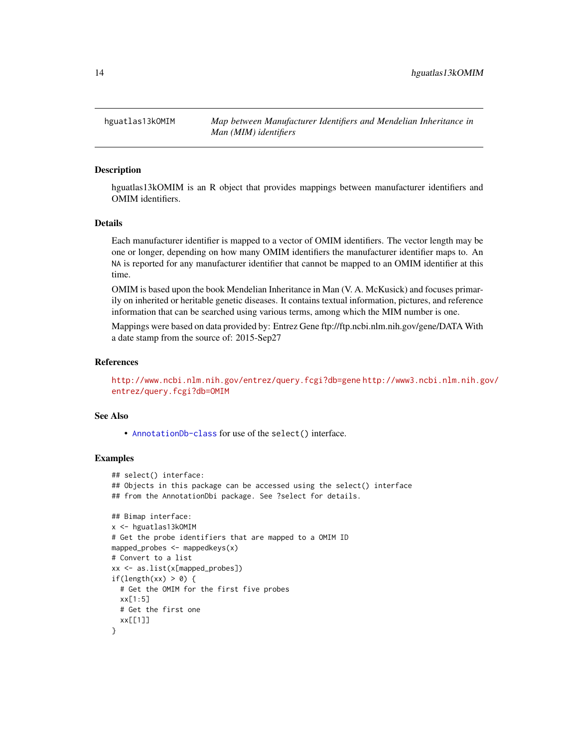## hguatlas13kOMIM

*Map between Manufacturer Identifiers and Mendelian Inheritance in Man (MIM) identifiers*

### Description

hguatlas13kOMIM is an R object that provides mappings between manufacturer identifiers and OMIM identifiers.

### Details

Each manufacturer identifier is mapped to a vector of OMIM identifiers. The vector length may be one or longer, depending on how many OMIM identifiers the manufacturer identifier maps to. An NA is reported for any manufacturer identifier that cannot be mapped to an OMIM identifier at this time.

OMIM is based upon the book Mendelian Inheritance in Man (V. A. McKusick) and focuses primarily on inherited or heritable genetic diseases. It contains textual information, pictures, and reference information that can be searched using various terms, among which the MIM number is one.

Mappings were based on data provided by: Entrez Gene ftp://ftp.ncbi.nlm.nih.gov/gene/DATA With a date stamp from the source of: 2015-Sep27

### References

http://www.ncbi.nlm.nih.gov/entrez/query.fcgi?db=gene http://www3.ncbi.nlm.nih.gov/entrez/query.fcgi?db=OMIM

### See Also

- AnnotationDb-class for use of the select() interface.

### Examples

```
## select() interface:
## Objects in this package can be accessed using the select() interface
## from the AnnotationDbi package. See ?select for details.

## Bimap interface:
x <- hguatlas13kOMIM
# Get the probe identifiers that are mapped to a OMIM ID
mapped_probes <- mappedkeys(x)
# Convert to a list
xx <- as.list(x[mapped_probes])
if(length(xx) > 0) {
  # Get the OMIM for the first five probes
  xx[1:5]
  # Get the first one
  xx[[1]]
}
```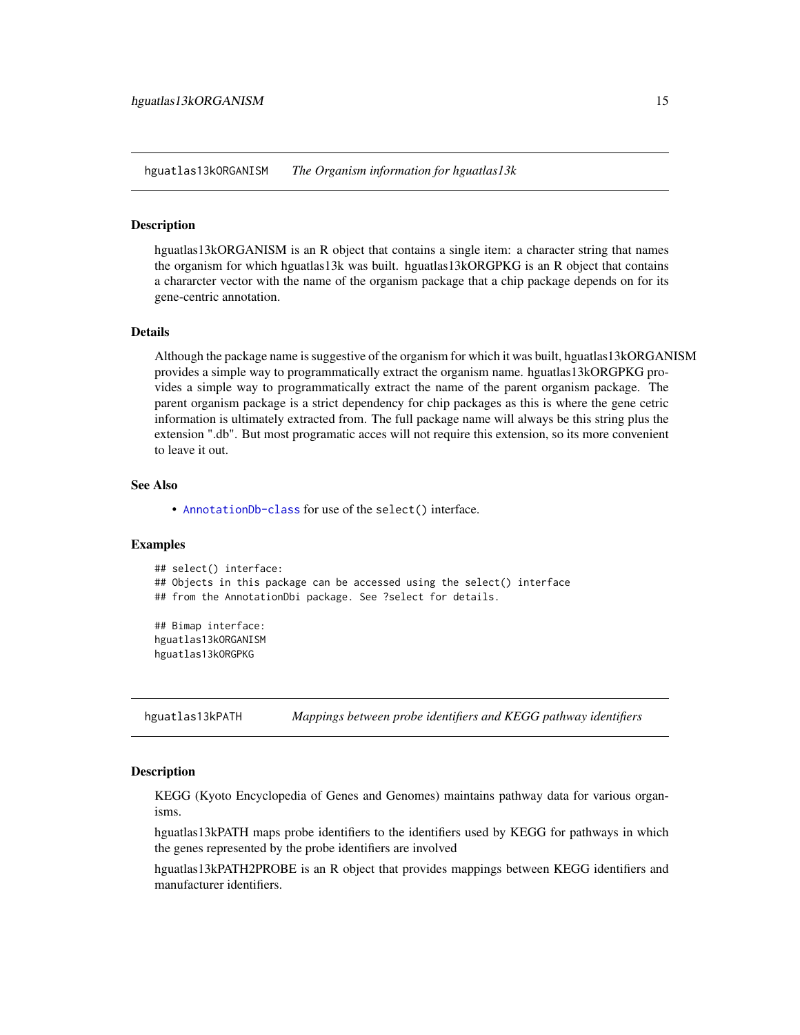## hguatlas13kORGANISM *The Organism information for hguatlas13k*

### Description

hguatlas13kORGANISM is an R object that contains a single item: a character string that names the organism for which hguatlas13k was built. hguatlas13kORGPKG is an R object that contains a chararcter vector with the name of the organism package that a chip package depends on for its gene-centric annotation.

### Details

Although the package name is suggestive of the organism for which it was built, hguatlas13kORGANISM provides a simple way to programmatically extract the organism name. hguatlas13kORGPKG provides a simple way to programmatically extract the name of the parent organism package. The parent organism package is a strict dependency for chip packages as this is where the gene cetric information is ultimately extracted from. The full package name will always be this string plus the extension ".db". But most programatic acces will not require this extension, so its more convenient to leave it out.

### See Also

- `AnnotationDb-class` for use of the `select()` interface.

### Examples

```
## select() interface:
## Objects in this package can be accessed using the select() interface
## from the AnnotationDbi package. See ?select for details.

## Bimap interface:
hguatlas13kORGANISM
hguatlas13kORGPKG
```

## hguatlas13kPATH *Mappings between probe identifiers and KEGG pathway identifiers*

### Description

KEGG (Kyoto Encyclopedia of Genes and Genomes) maintains pathway data for various organisms.

hguatlas13kPATH maps probe identifiers to the identifiers used by KEGG for pathways in which the genes represented by the probe identifiers are involved

hguatlas13kPATH2PROBE is an R object that provides mappings between KEGG identifiers and manufacturer identifiers.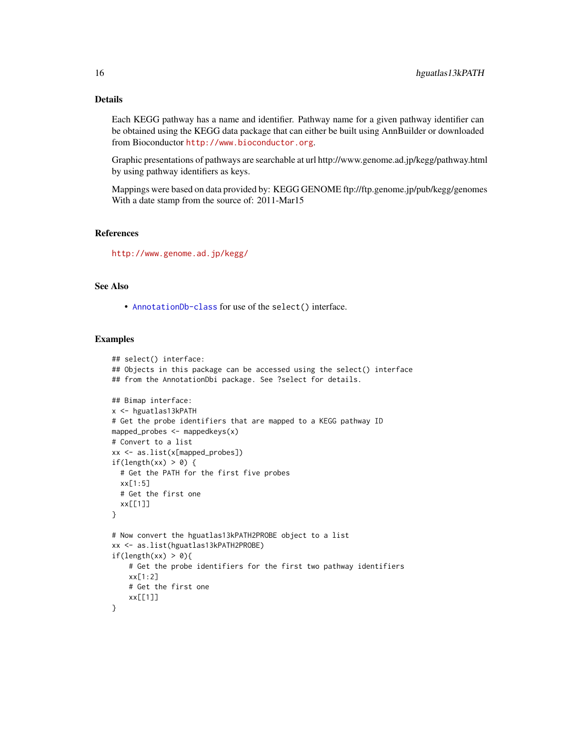## Details

Each KEGG pathway has a name and identifier. Pathway name for a given pathway identifier can be obtained using the KEGG data package that can either be built using AnnBuilder or downloaded from Bioconductor http://www.bioconductor.org.

Graphic presentations of pathways are searchable at url http://www.genome.ad.jp/kegg/pathway.html by using pathway identifiers as keys.

Mappings were based on data provided by: KEGG GENOME ftp://ftp.genome.jp/pub/kegg/genomes With a date stamp from the source of: 2011-Mar15

## References

http://www.genome.ad.jp/kegg/

## See Also

- AnnotationDb-class for use of the select() interface.

## Examples

```
## select() interface:
## Objects in this package can be accessed using the select() interface
## from the AnnotationDbi package. See ?select for details.

## Bimap interface:
x <- hguatlas13kPATH
# Get the probe identifiers that are mapped to a KEGG pathway ID
mapped_probes <- mappedkeys(x)
# Convert to a list
xx <- as.list(x[mapped_probes])
if(length(xx) > 0) {
  # Get the PATH for the first five probes
  xx[1:5]
  # Get the first one
  xx[[1]]
}

# Now convert the hguatlas13kPATH2PROBE object to a list
xx <- as.list(hguatlas13kPATH2PROBE)
if(length(xx) > 0){
    # Get the probe identifiers for the first two pathway identifiers
    xx[1:2]
    # Get the first one
    xx[[1]]
}
```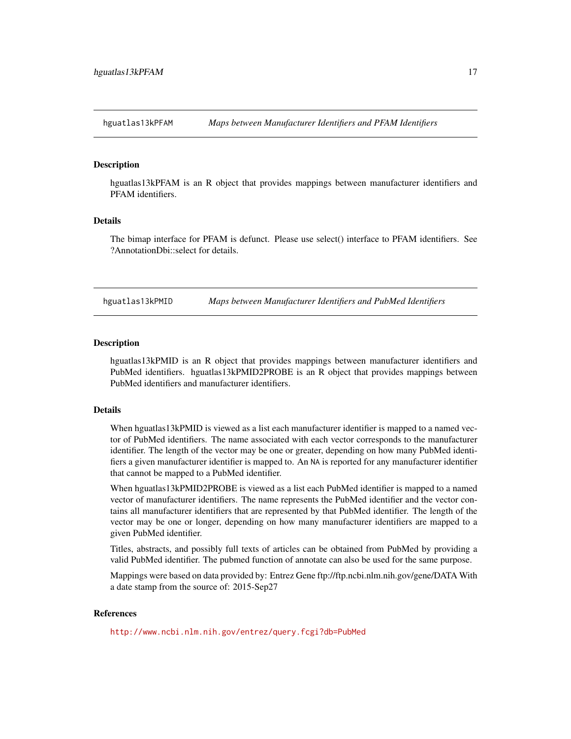## hguatlas13kPFAM — *Maps between Manufacturer Identifiers and PFAM Identifiers*

### Description

hguatlas13kPFAM is an R object that provides mappings between manufacturer identifiers and PFAM identifiers.

### Details

The bimap interface for PFAM is defunct. Please use select() interface to PFAM identifiers. See ?AnnotationDbi::select for details.

## hguatlas13kPMID — *Maps between Manufacturer Identifiers and PubMed Identifiers*

### Description

hguatlas13kPMID is an R object that provides mappings between manufacturer identifiers and PubMed identifiers. hguatlas13kPMID2PROBE is an R object that provides mappings between PubMed identifiers and manufacturer identifiers.

### Details

When hguatlas13kPMID is viewed as a list each manufacturer identifier is mapped to a named vector of PubMed identifiers. The name associated with each vector corresponds to the manufacturer identifier. The length of the vector may be one or greater, depending on how many PubMed identifiers a given manufacturer identifier is mapped to. An `NA` is reported for any manufacturer identifier that cannot be mapped to a PubMed identifier.

When hguatlas13kPMID2PROBE is viewed as a list each PubMed identifier is mapped to a named vector of manufacturer identifiers. The name represents the PubMed identifier and the vector contains all manufacturer identifiers that are represented by that PubMed identifier. The length of the vector may be one or longer, depending on how many manufacturer identifiers are mapped to a given PubMed identifier.

Titles, abstracts, and possibly full texts of articles can be obtained from PubMed by providing a valid PubMed identifier. The pubmed function of annotate can also be used for the same purpose.

Mappings were based on data provided by: Entrez Gene ftp://ftp.ncbi.nlm.nih.gov/gene/DATA With a date stamp from the source of: 2015-Sep27

### References

http://www.ncbi.nlm.nih.gov/entrez/query.fcgi?db=PubMed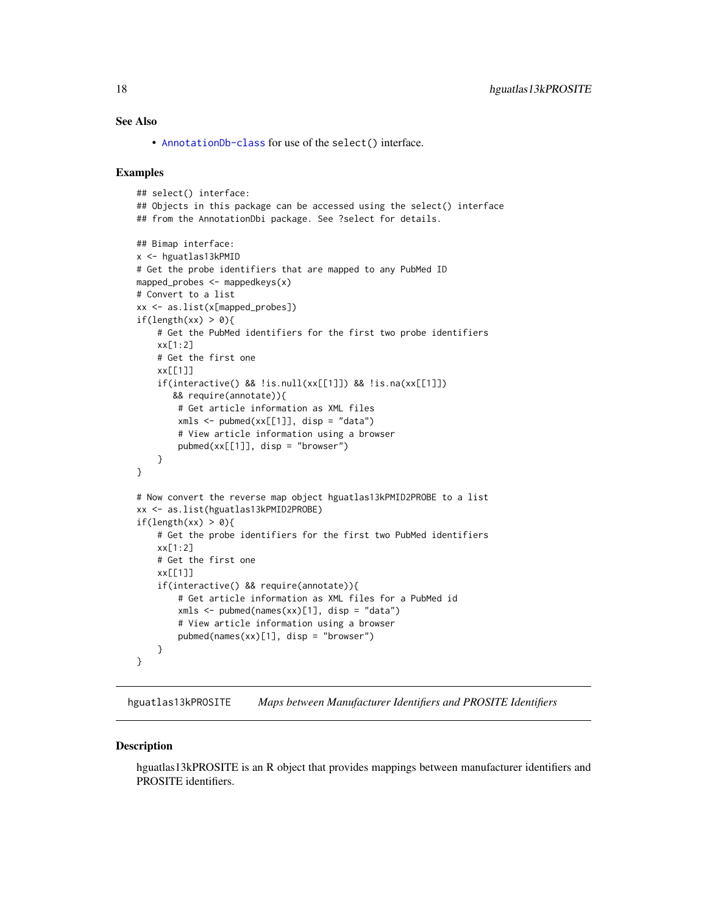## See Also

- AnnotationDb-class for use of the select() interface.

## Examples

```
## select() interface:
## Objects in this package can be accessed using the select() interface
## from the AnnotationDbi package. See ?select for details.

## Bimap interface:
x <- hguatlas13kPMID
# Get the probe identifiers that are mapped to any PubMed ID
mapped_probes <- mappedkeys(x)
# Convert to a list
xx <- as.list(x[mapped_probes])
if(length(xx) > 0){
    # Get the PubMed identifiers for the first two probe identifiers
    xx[1:2]
    # Get the first one
    xx[[1]]
    if(interactive() && !is.null(xx[[1]]) && !is.na(xx[[1]])
       && require(annotate)){
        # Get article information as XML files
        xmls <- pubmed(xx[[1]], disp = "data")
        # View article information using a browser
        pubmed(xx[[1]], disp = "browser")
    }
}

# Now convert the reverse map object hguatlas13kPMID2PROBE to a list
xx <- as.list(hguatlas13kPMID2PROBE)
if(length(xx) > 0){
    # Get the probe identifiers for the first two PubMed identifiers
    xx[1:2]
    # Get the first one
    xx[[1]]
    if(interactive() && require(annotate)){
        # Get article information as XML files for a PubMed id
        xmls <- pubmed(names(xx)[1], disp = "data")
        # View article information using a browser
        pubmed(names(xx)[1], disp = "browser")
    }
}
```

# hguatlas13kPROSITE    *Maps between Manufacturer Identifiers and PROSITE Identifiers*

## Description

hguatlas13kPROSITE is an R object that provides mappings between manufacturer identifiers and PROSITE identifiers.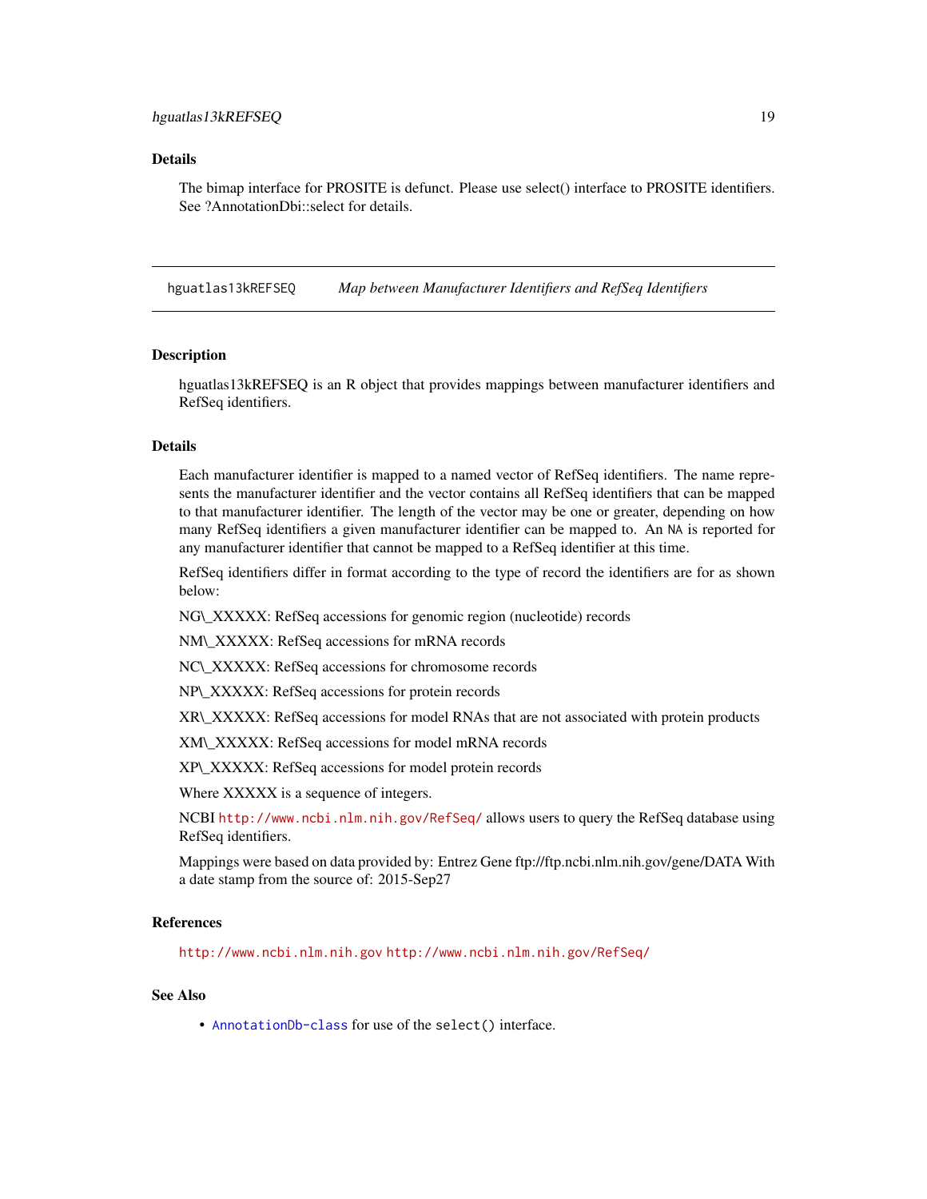## Details

The bimap interface for PROSITE is defunct. Please use select() interface to PROSITE identifiers. See ?AnnotationDbi::select for details.

---

# hguatlas13kREFSEQ — *Map between Manufacturer Identifiers and RefSeq Identifiers*

---

## Description

hguatlas13kREFSEQ is an R object that provides mappings between manufacturer identifiers and RefSeq identifiers.

## Details

Each manufacturer identifier is mapped to a named vector of RefSeq identifiers. The name represents the manufacturer identifier and the vector contains all RefSeq identifiers that can be mapped to that manufacturer identifier. The length of the vector may be one or greater, depending on how many RefSeq identifiers a given manufacturer identifier can be mapped to. An `NA` is reported for any manufacturer identifier that cannot be mapped to a RefSeq identifier at this time.

RefSeq identifiers differ in format according to the type of record the identifiers are for as shown below:

NG\_XXXXX: RefSeq accessions for genomic region (nucleotide) records

NM\_XXXXX: RefSeq accessions for mRNA records

NC\_XXXXX: RefSeq accessions for chromosome records

NP\_XXXXX: RefSeq accessions for protein records

XR\_XXXXX: RefSeq accessions for model RNAs that are not associated with protein products

XM\_XXXXX: RefSeq accessions for model mRNA records

XP\_XXXXX: RefSeq accessions for model protein records

Where XXXXX is a sequence of integers.

NCBI http://www.ncbi.nlm.nih.gov/RefSeq/ allows users to query the RefSeq database using RefSeq identifiers.

Mappings were based on data provided by: Entrez Gene ftp://ftp.ncbi.nlm.nih.gov/gene/DATA With a date stamp from the source of: 2015-Sep27

## References

http://www.ncbi.nlm.nih.gov http://www.ncbi.nlm.nih.gov/RefSeq/

## See Also

- AnnotationDb-class for use of the `select()` interface.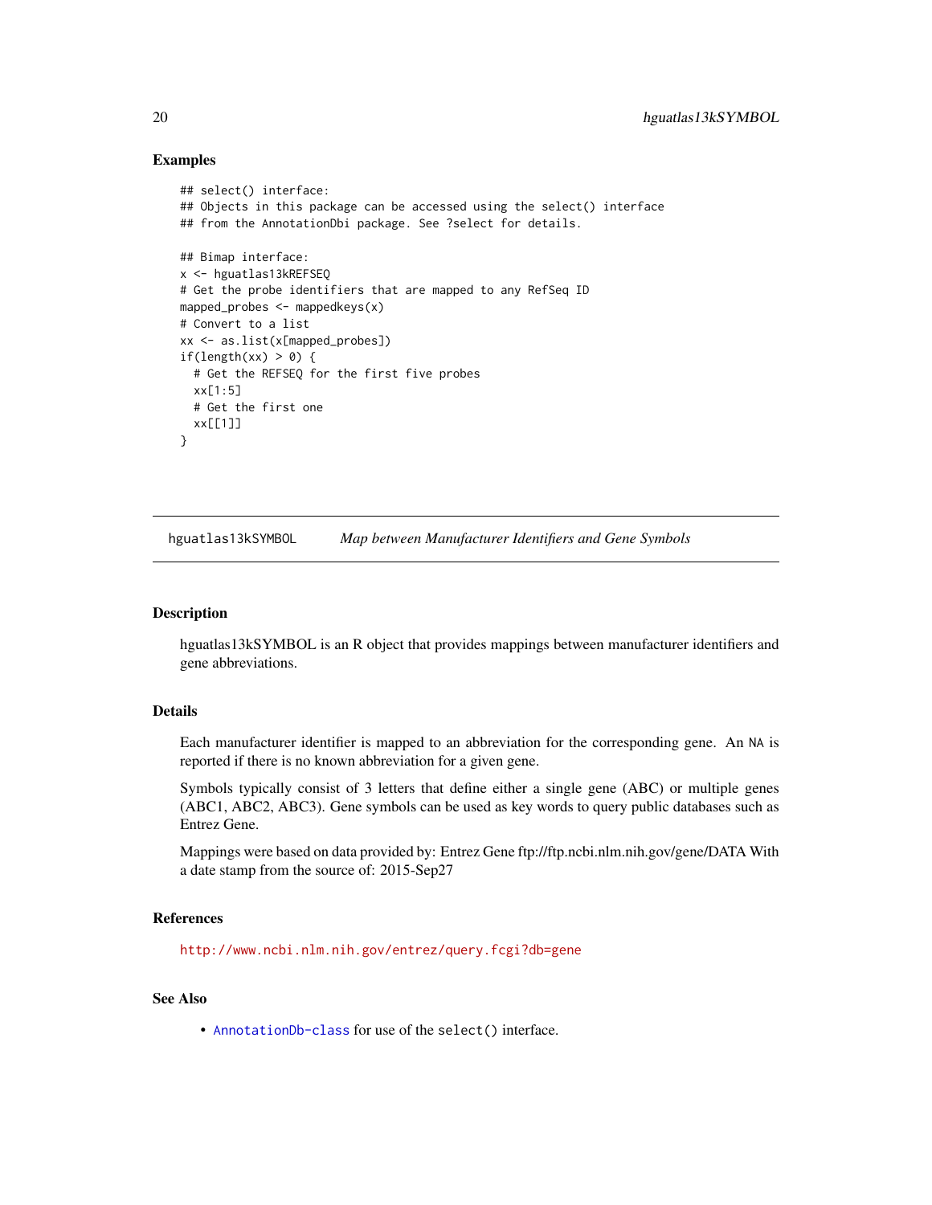### Examples

```
## select() interface:
## Objects in this package can be accessed using the select() interface
## from the AnnotationDbi package. See ?select for details.

## Bimap interface:
x <- hguatlas13kREFSEQ
# Get the probe identifiers that are mapped to any RefSeq ID
mapped_probes <- mappedkeys(x)
# Convert to a list
xx <- as.list(x[mapped_probes])
if(length(xx) > 0) {
  # Get the REFSEQ for the first five probes
  xx[1:5]
  # Get the first one
  xx[[1]]
}
```

---

## hguatlas13kSYMBOL *Map between Manufacturer Identifiers and Gene Symbols*

---

### Description

hguatlas13kSYMBOL is an R object that provides mappings between manufacturer identifiers and gene abbreviations.

### Details

Each manufacturer identifier is mapped to an abbreviation for the corresponding gene. An NA is reported if there is no known abbreviation for a given gene.

Symbols typically consist of 3 letters that define either a single gene (ABC) or multiple genes (ABC1, ABC2, ABC3). Gene symbols can be used as key words to query public databases such as Entrez Gene.

Mappings were based on data provided by: Entrez Gene ftp://ftp.ncbi.nlm.nih.gov/gene/DATA With a date stamp from the source of: 2015-Sep27

### References

http://www.ncbi.nlm.nih.gov/entrez/query.fcgi?db=gene

### See Also

- AnnotationDb-class for use of the `select()` interface.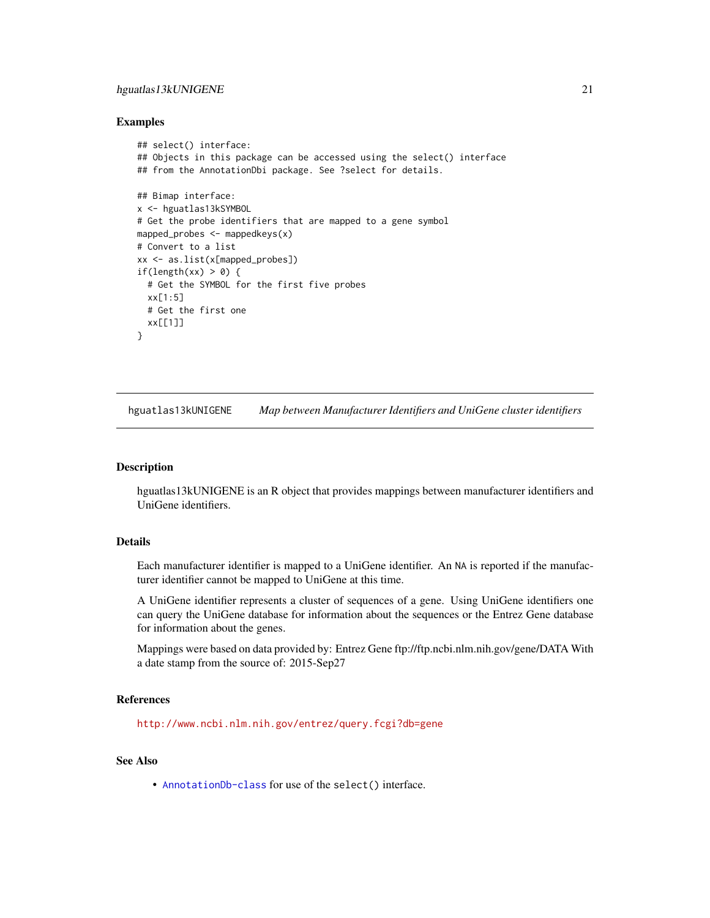### Examples

```
## select() interface:
## Objects in this package can be accessed using the select() interface
## from the AnnotationDbi package. See ?select for details.

## Bimap interface:
x <- hguatlas13kSYMBOL
# Get the probe identifiers that are mapped to a gene symbol
mapped_probes <- mappedkeys(x)
# Convert to a list
xx <- as.list(x[mapped_probes])
if(length(xx) > 0) {
  # Get the SYMBOL for the first five probes
  xx[1:5]
  # Get the first one
  xx[[1]]
}
```

---

## hguatlas13kUNIGENE — *Map between Manufacturer Identifiers and UniGene cluster identifiers*

---

### Description

hguatlas13kUNIGENE is an R object that provides mappings between manufacturer identifiers and UniGene identifiers.

### Details

Each manufacturer identifier is mapped to a UniGene identifier. An NA is reported if the manufacturer identifier cannot be mapped to UniGene at this time.

A UniGene identifier represents a cluster of sequences of a gene. Using UniGene identifiers one can query the UniGene database for information about the sequences or the Entrez Gene database for information about the genes.

Mappings were based on data provided by: Entrez Gene ftp://ftp.ncbi.nlm.nih.gov/gene/DATA With a date stamp from the source of: 2015-Sep27

### References

http://www.ncbi.nlm.nih.gov/entrez/query.fcgi?db=gene

### See Also

- AnnotationDb-class for use of the `select()` interface.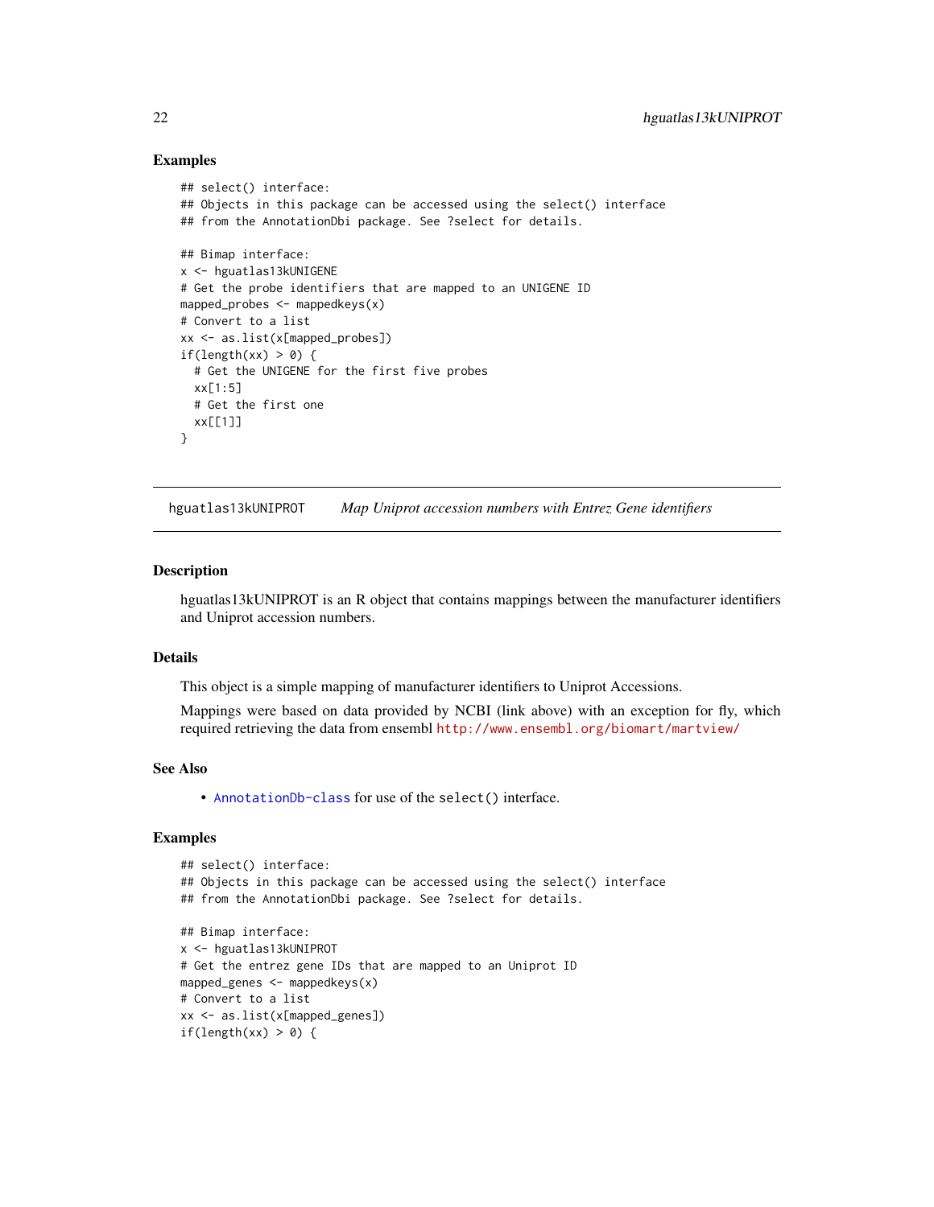### Examples

```
## select() interface:
## Objects in this package can be accessed using the select() interface
## from the AnnotationDbi package. See ?select for details.

## Bimap interface:
x <- hguatlas13kUNIGENE
# Get the probe identifiers that are mapped to an UNIGENE ID
mapped_probes <- mappedkeys(x)
# Convert to a list
xx <- as.list(x[mapped_probes])
if(length(xx) > 0) {
  # Get the UNIGENE for the first five probes
  xx[1:5]
  # Get the first one
  xx[[1]]
}
```

---

## hguatlas13kUNIPROT — *Map Uniprot accession numbers with Entrez Gene identifiers*

---

### Description

hguatlas13kUNIPROT is an R object that contains mappings between the manufacturer identifiers and Uniprot accession numbers.

### Details

This object is a simple mapping of manufacturer identifiers to Uniprot Accessions.

Mappings were based on data provided by NCBI (link above) with an exception for fly, which required retrieving the data from ensembl http://www.ensembl.org/biomart/martview/

### See Also

- `AnnotationDb-class` for use of the `select()` interface.

### Examples

```
## select() interface:
## Objects in this package can be accessed using the select() interface
## from the AnnotationDbi package. See ?select for details.

## Bimap interface:
x <- hguatlas13kUNIPROT
# Get the entrez gene IDs that are mapped to an Uniprot ID
mapped_genes <- mappedkeys(x)
# Convert to a list
xx <- as.list(x[mapped_genes])
if(length(xx) > 0) {
```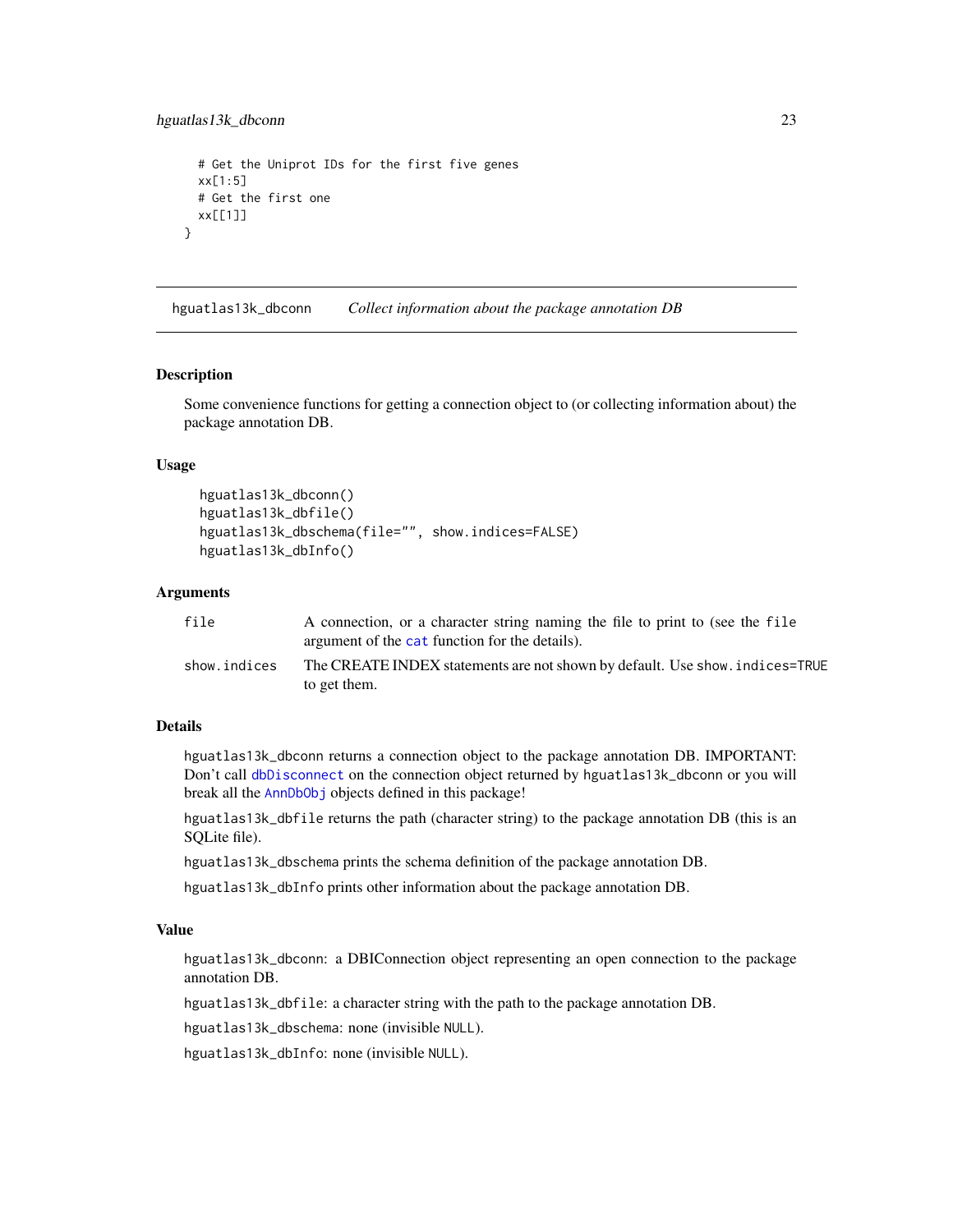```
  # Get the Uniprot IDs for the first five genes
  xx[1:5]
  # Get the first one
  xx[[1]]
}
```

## hguatlas13k_dbconn    *Collect information about the package annotation DB*

### Description

Some convenience functions for getting a connection object to (or collecting information about) the package annotation DB.

### Usage

```
hguatlas13k_dbconn()
hguatlas13k_dbfile()
hguatlas13k_dbschema(file="", show.indices=FALSE)
hguatlas13k_dbInfo()
```

### Arguments

| | |
|---|---|
| `file` | A connection, or a character string naming the file to print to (see the `file` argument of the `cat` function for the details). |
| `show.indices` | The CREATE INDEX statements are not shown by default. Use `show.indices=TRUE` to get them. |

### Details

`hguatlas13k_dbconn` returns a connection object to the package annotation DB. IMPORTANT: Don't call `dbDisconnect` on the connection object returned by `hguatlas13k_dbconn` or you will break all the `AnnDbObj` objects defined in this package!

`hguatlas13k_dbfile` returns the path (character string) to the package annotation DB (this is an SQLite file).

`hguatlas13k_dbschema` prints the schema definition of the package annotation DB.

`hguatlas13k_dbInfo` prints other information about the package annotation DB.

### Value

`hguatlas13k_dbconn`: a DBIConnection object representing an open connection to the package annotation DB.

`hguatlas13k_dbfile`: a character string with the path to the package annotation DB.

`hguatlas13k_dbschema`: none (invisible `NULL`).

`hguatlas13k_dbInfo`: none (invisible `NULL`).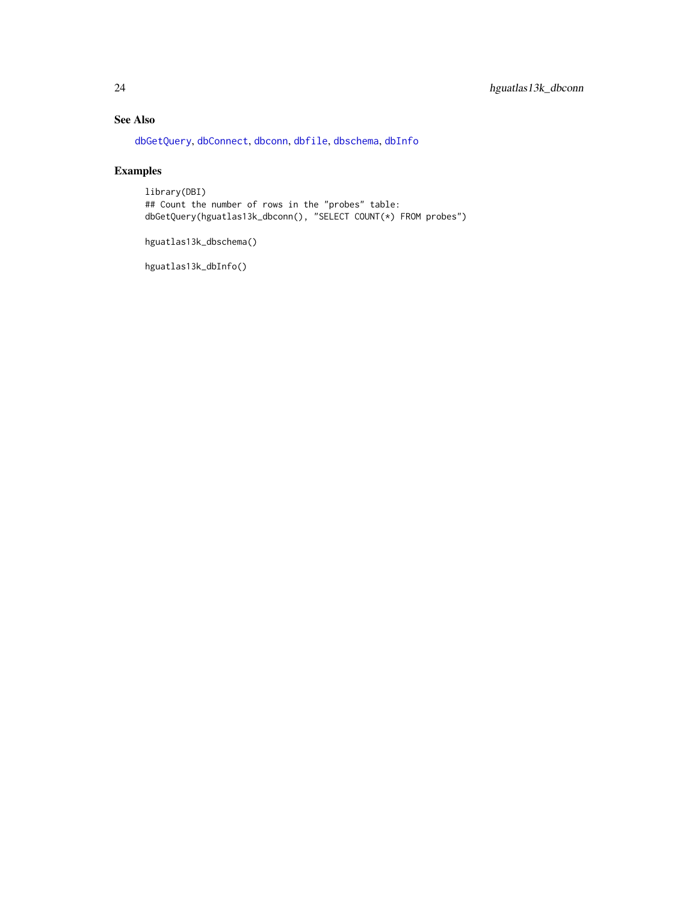## See Also

dbGetQuery, dbConnect, dbconn, dbfile, dbschema, dbInfo

## Examples

```
library(DBI)
## Count the number of rows in the "probes" table:
dbGetQuery(hguatlas13k_dbconn(), "SELECT COUNT(*) FROM probes")

hguatlas13k_dbschema()

hguatlas13k_dbInfo()
```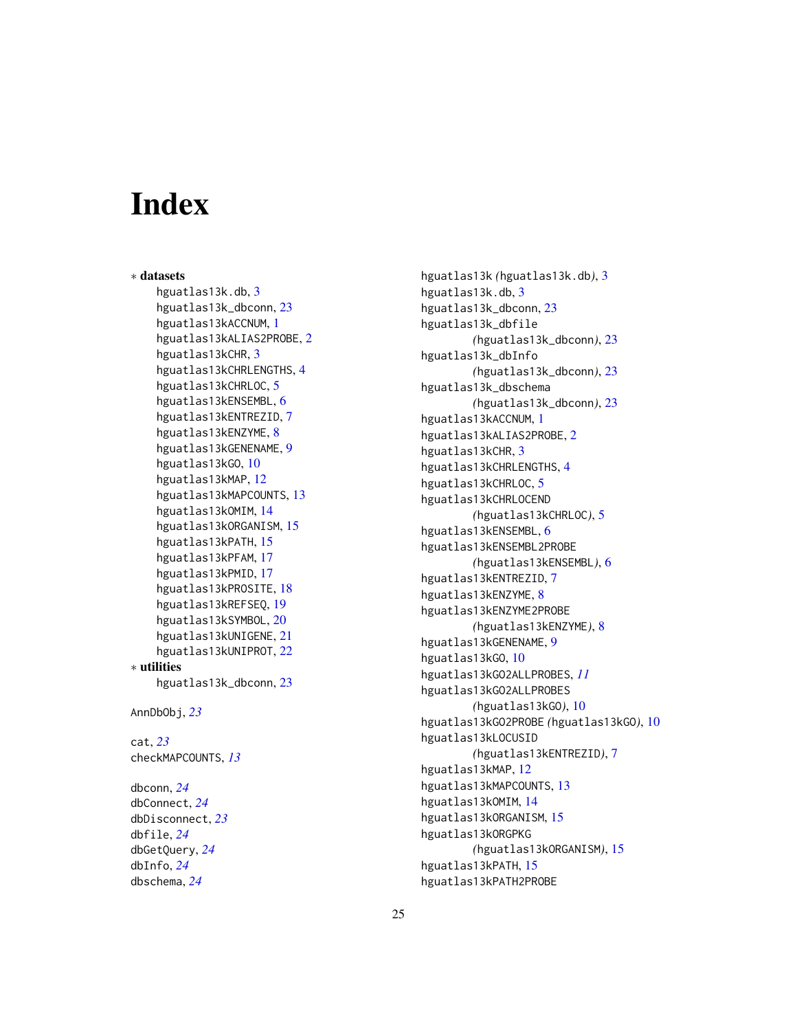# Index

∗ **datasets**

hguatlas13k.db, 3
hguatlas13k_dbconn, 23
hguatlas13kACCNUM, 1
hguatlas13kALIAS2PROBE, 2
hguatlas13kCHR, 3
hguatlas13kCHRLENGTHS, 4
hguatlas13kCHRLOC, 5
hguatlas13kENSEMBL, 6
hguatlas13kENTREZID, 7
hguatlas13kENZYME, 8
hguatlas13kGENENAME, 9
hguatlas13kGO, 10
hguatlas13kMAP, 12
hguatlas13kMAPCOUNTS, 13
hguatlas13kOMIM, 14
hguatlas13kORGANISM, 15
hguatlas13kPATH, 15
hguatlas13kPFAM, 17
hguatlas13kPMID, 17
hguatlas13kPROSITE, 18
hguatlas13kREFSEQ, 19
hguatlas13kSYMBOL, 20
hguatlas13kUNIGENE, 21
hguatlas13kUNIPROT, 22

∗ **utilities**

hguatlas13k_dbconn, 23

AnnDbObj, *23*

cat, *23*
checkMAPCOUNTS, *13*

dbconn, *24*
dbConnect, *24*
dbDisconnect, *23*
dbfile, *24*
dbGetQuery, *24*
dbInfo, *24*
dbschema, *24*

hguatlas13k *(hguatlas13k.db)*, 3
hguatlas13k.db, 3
hguatlas13k_dbconn, 23
hguatlas13k_dbfile *(hguatlas13k_dbconn)*, 23
hguatlas13k_dbInfo *(hguatlas13k_dbconn)*, 23
hguatlas13k_dbschema *(hguatlas13k_dbconn)*, 23
hguatlas13kACCNUM, 1
hguatlas13kALIAS2PROBE, 2
hguatlas13kCHR, 3
hguatlas13kCHRLENGTHS, 4
hguatlas13kCHRLOC, 5
hguatlas13kCHRLOCEND *(hguatlas13kCHRLOC)*, 5
hguatlas13kENSEMBL, 6
hguatlas13kENSEMBL2PROBE *(hguatlas13kENSEMBL)*, 6
hguatlas13kENTREZID, 7
hguatlas13kENZYME, 8
hguatlas13kENZYME2PROBE *(hguatlas13kENZYME)*, 8
hguatlas13kGENENAME, 9
hguatlas13kGO, 10
hguatlas13kGO2ALLPROBES, *11*
hguatlas13kGO2ALLPROBES *(hguatlas13kGO)*, 10
hguatlas13kGO2PROBE *(hguatlas13kGO)*, 10
hguatlas13kLOCUSID *(hguatlas13kENTREZID)*, 7
hguatlas13kMAP, 12
hguatlas13kMAPCOUNTS, 13
hguatlas13kOMIM, 14
hguatlas13kORGANISM, 15
hguatlas13kORGPKG *(hguatlas13kORGANISM)*, 15
hguatlas13kPATH, 15
hguatlas13kPATH2PROBE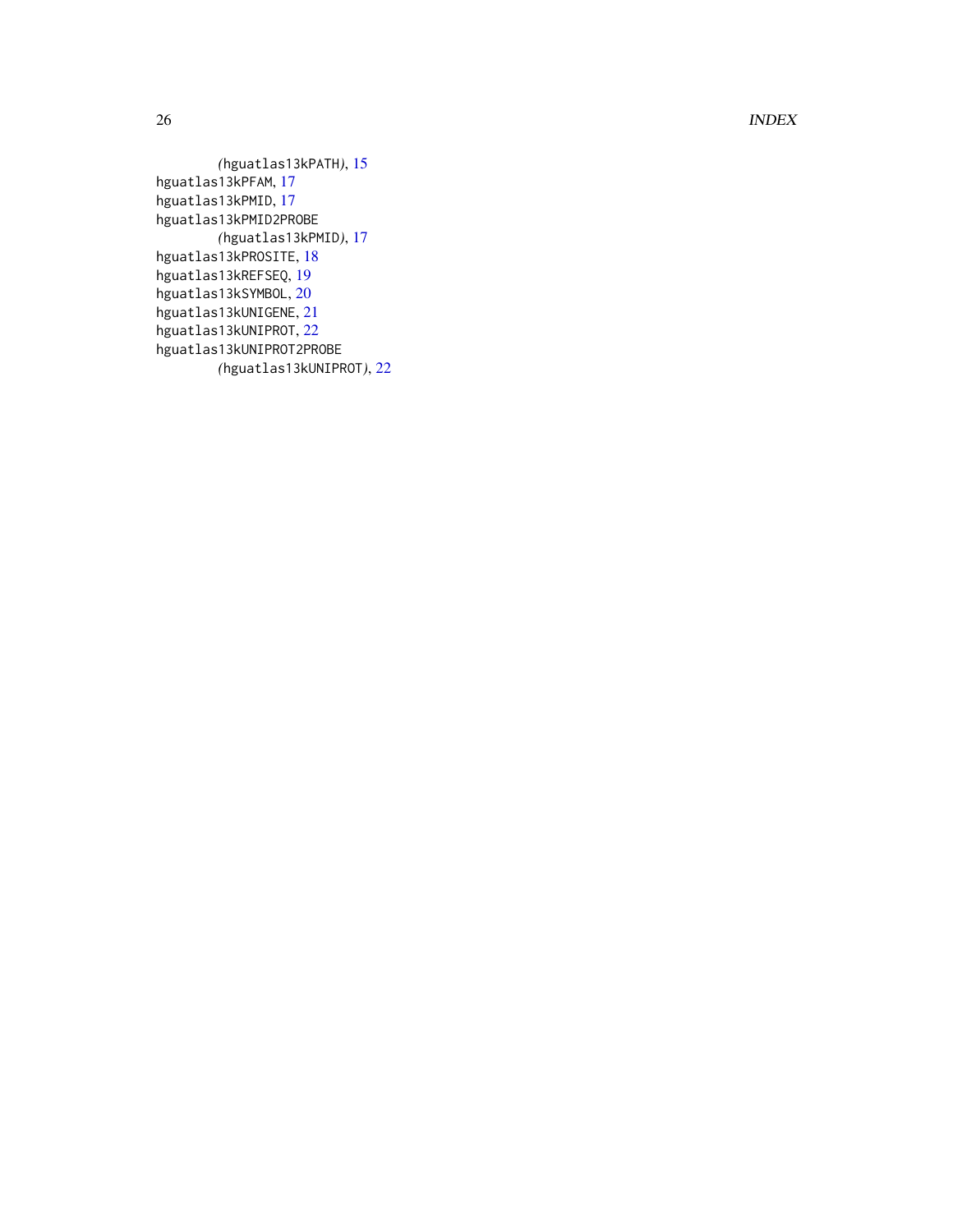*(*hguatlas13kPATH*)*, 15
hguatlas13kPFAM, 17
hguatlas13kPMID, 17
hguatlas13kPMID2PROBE
*(*hguatlas13kPMID*)*, 17
hguatlas13kPROSITE, 18
hguatlas13kREFSEQ, 19
hguatlas13kSYMBOL, 20
hguatlas13kUNIGENE, 21
hguatlas13kUNIPROT, 22
hguatlas13kUNIPROT2PROBE
*(*hguatlas13kUNIPROT*)*, 22